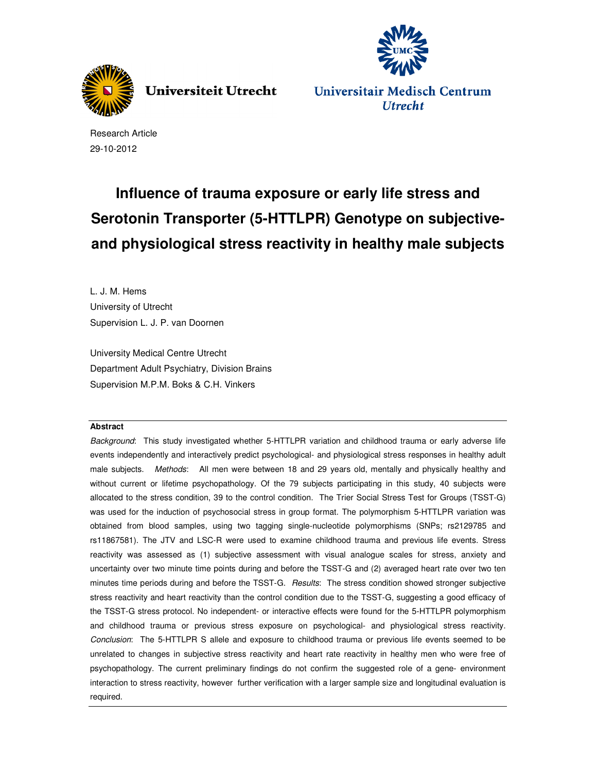Universiteit Utrecht

Universitair Medisch Centrum Utrecht

Research Article
29-10-2012

# Influence of trauma exposure or early life stress and Serotonin Transporter (5-HTTLPR) Genotype on subjective- and physiological stress reactivity in healthy male subjects

L. J. M. Hems
University of Utrecht
Supervision L. J. P. van Doornen

University Medical Centre Utrecht
Department Adult Psychiatry, Division Brains
Supervision M.P.M. Boks & C.H. Vinkers

**Abstract**

*Background*: This study investigated whether 5-HTTLPR variation and childhood trauma or early adverse life events independently and interactively predict psychological- and physiological stress responses in healthy adult male subjects. *Methods*: All men were between 18 and 29 years old, mentally and physically healthy and without current or lifetime psychopathology. Of the 79 subjects participating in this study, 40 subjects were allocated to the stress condition, 39 to the control condition. The Trier Social Stress Test for Groups (TSST-G) was used for the induction of psychosocial stress in group format. The polymorphism 5-HTTLPR variation was obtained from blood samples, using two tagging single-nucleotide polymorphisms (SNPs; rs2129785 and rs11867581). The JTV and LSC-R were used to examine childhood trauma and previous life events. Stress reactivity was assessed as (1) subjective assessment with visual analogue scales for stress, anxiety and uncertainty over two minute time points during and before the TSST-G and (2) averaged heart rate over two ten minutes time periods during and before the TSST-G. *Results*: The stress condition showed stronger subjective stress reactivity and heart reactivity than the control condition due to the TSST-G, suggesting a good efficacy of the TSST-G stress protocol. No independent- or interactive effects were found for the 5-HTTLPR polymorphism and childhood trauma or previous stress exposure on psychological- and physiological stress reactivity. *Conclusion*: The 5-HTTLPR S allele and exposure to childhood trauma or previous life events seemed to be unrelated to changes in subjective stress reactivity and heart rate reactivity in healthy men who were free of psychopathology. The current preliminary findings do not confirm the suggested role of a gene- environment interaction to stress reactivity, however further verification with a larger sample size and longitudinal evaluation is required.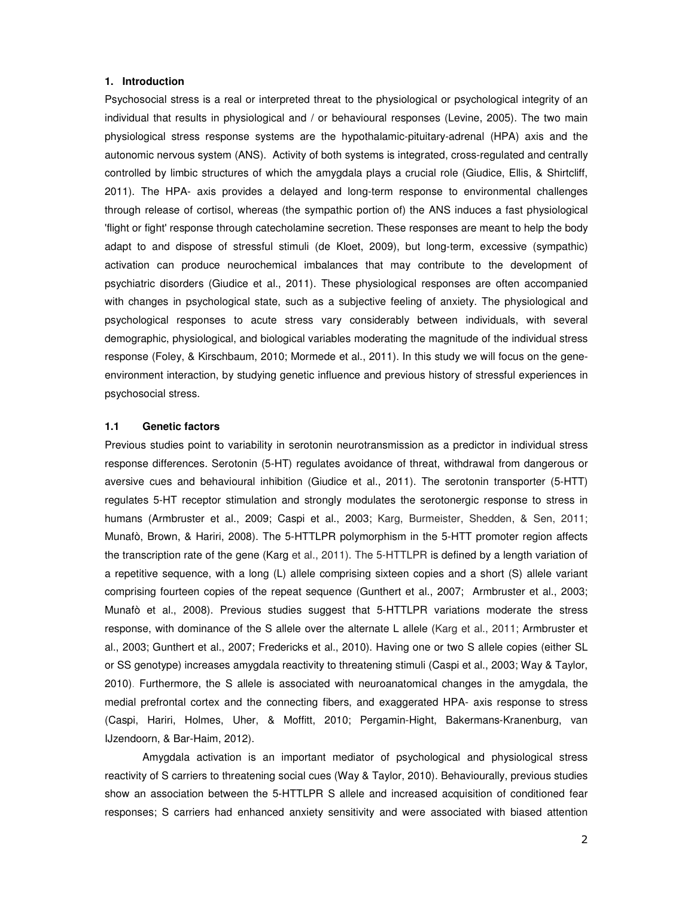## 1. Introduction

Psychosocial stress is a real or interpreted threat to the physiological or psychological integrity of an individual that results in physiological and / or behavioural responses (Levine, 2005). The two main physiological stress response systems are the hypothalamic-pituitary-adrenal (HPA) axis and the autonomic nervous system (ANS). Activity of both systems is integrated, cross-regulated and centrally controlled by limbic structures of which the amygdala plays a crucial role (Giudice, Ellis, & Shirtcliff, 2011). The HPA- axis provides a delayed and long-term response to environmental challenges through release of cortisol, whereas (the sympathic portion of) the ANS induces a fast physiological 'flight or fight' response through catecholamine secretion. These responses are meant to help the body adapt to and dispose of stressful stimuli (de Kloet, 2009), but long-term, excessive (sympathic) activation can produce neurochemical imbalances that may contribute to the development of psychiatric disorders (Giudice et al., 2011). These physiological responses are often accompanied with changes in psychological state, such as a subjective feeling of anxiety. The physiological and psychological responses to acute stress vary considerably between individuals, with several demographic, physiological, and biological variables moderating the magnitude of the individual stress response (Foley, & Kirschbaum, 2010; Mormede et al., 2011). In this study we will focus on the gene-environment interaction, by studying genetic influence and previous history of stressful experiences in psychosocial stress.

### 1.1 Genetic factors

Previous studies point to variability in serotonin neurotransmission as a predictor in individual stress response differences. Serotonin (5-HT) regulates avoidance of threat, withdrawal from dangerous or aversive cues and behavioural inhibition (Giudice et al., 2011). The serotonin transporter (5-HTT) regulates 5-HT receptor stimulation and strongly modulates the serotonergic response to stress in humans (Armbruster et al., 2009; Caspi et al., 2003; Karg, Burmeister, Shedden, & Sen, 2011; Munafò, Brown, & Hariri, 2008). The 5-HTTLPR polymorphism in the 5-HTT promoter region affects the transcription rate of the gene (Karg et al., 2011). The 5-HTTLPR is defined by a length variation of a repetitive sequence, with a long (L) allele comprising sixteen copies and a short (S) allele variant comprising fourteen copies of the repeat sequence (Gunthert et al., 2007; Armbruster et al., 2003; Munafò et al., 2008). Previous studies suggest that 5-HTTLPR variations moderate the stress response, with dominance of the S allele over the alternate L allele (Karg et al., 2011; Armbruster et al., 2003; Gunthert et al., 2007; Fredericks et al., 2010). Having one or two S allele copies (either SL or SS genotype) increases amygdala reactivity to threatening stimuli (Caspi et al., 2003; Way & Taylor, 2010). Furthermore, the S allele is associated with neuroanatomical changes in the amygdala, the medial prefrontal cortex and the connecting fibers, and exaggerated HPA- axis response to stress (Caspi, Hariri, Holmes, Uher, & Moffitt, 2010; Pergamin-Hight, Bakermans-Kranenburg, van IJzendoorn, & Bar-Haim, 2012).

Amygdala activation is an important mediator of psychological and physiological stress reactivity of S carriers to threatening social cues (Way & Taylor, 2010). Behaviourally, previous studies show an association between the 5-HTTLPR S allele and increased acquisition of conditioned fear responses; S carriers had enhanced anxiety sensitivity and were associated with biased attention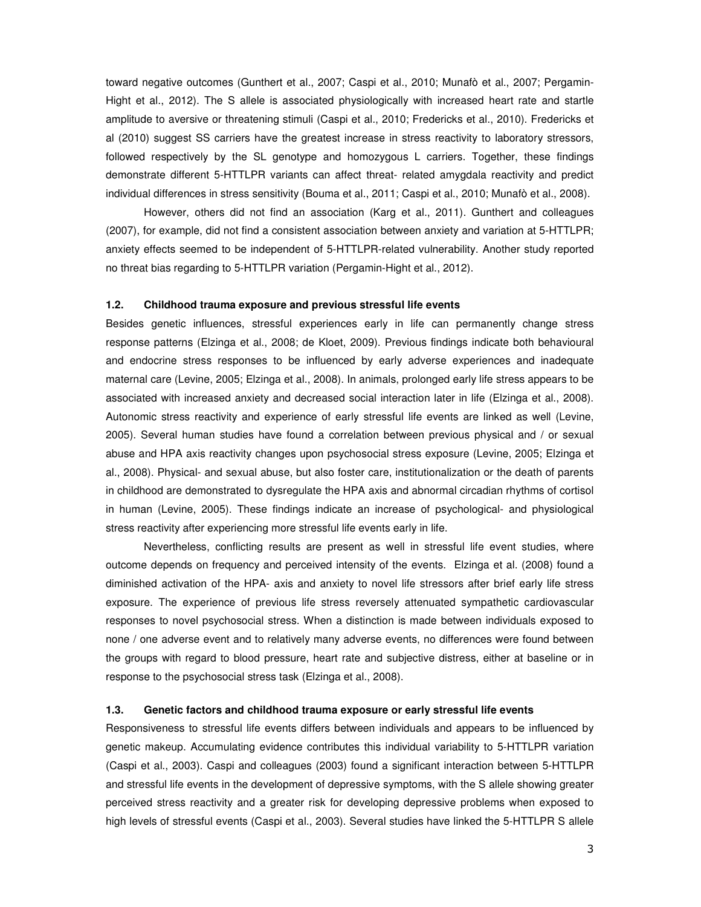toward negative outcomes (Gunthert et al., 2007; Caspi et al., 2010; Munafò et al., 2007; Pergamin-Hight et al., 2012). The S allele is associated physiologically with increased heart rate and startle amplitude to aversive or threatening stimuli (Caspi et al., 2010; Fredericks et al., 2010). Fredericks et al (2010) suggest SS carriers have the greatest increase in stress reactivity to laboratory stressors, followed respectively by the SL genotype and homozygous L carriers. Together, these findings demonstrate different 5-HTTLPR variants can affect threat- related amygdala reactivity and predict individual differences in stress sensitivity (Bouma et al., 2011; Caspi et al., 2010; Munafò et al., 2008).

However, others did not find an association (Karg et al., 2011). Gunthert and colleagues (2007), for example, did not find a consistent association between anxiety and variation at 5-HTTLPR; anxiety effects seemed to be independent of 5-HTTLPR-related vulnerability. Another study reported no threat bias regarding to 5-HTTLPR variation (Pergamin-Hight et al., 2012).

### 1.2. Childhood trauma exposure and previous stressful life events

Besides genetic influences, stressful experiences early in life can permanently change stress response patterns (Elzinga et al., 2008; de Kloet, 2009). Previous findings indicate both behavioural and endocrine stress responses to be influenced by early adverse experiences and inadequate maternal care (Levine, 2005; Elzinga et al., 2008). In animals, prolonged early life stress appears to be associated with increased anxiety and decreased social interaction later in life (Elzinga et al., 2008). Autonomic stress reactivity and experience of early stressful life events are linked as well (Levine, 2005). Several human studies have found a correlation between previous physical and / or sexual abuse and HPA axis reactivity changes upon psychosocial stress exposure (Levine, 2005; Elzinga et al., 2008). Physical- and sexual abuse, but also foster care, institutionalization or the death of parents in childhood are demonstrated to dysregulate the HPA axis and abnormal circadian rhythms of cortisol in human (Levine, 2005). These findings indicate an increase of psychological- and physiological stress reactivity after experiencing more stressful life events early in life.

Nevertheless, conflicting results are present as well in stressful life event studies, where outcome depends on frequency and perceived intensity of the events. Elzinga et al. (2008) found a diminished activation of the HPA- axis and anxiety to novel life stressors after brief early life stress exposure. The experience of previous life stress reversely attenuated sympathetic cardiovascular responses to novel psychosocial stress. When a distinction is made between individuals exposed to none / one adverse event and to relatively many adverse events, no differences were found between the groups with regard to blood pressure, heart rate and subjective distress, either at baseline or in response to the psychosocial stress task (Elzinga et al., 2008).

### 1.3. Genetic factors and childhood trauma exposure or early stressful life events

Responsiveness to stressful life events differs between individuals and appears to be influenced by genetic makeup. Accumulating evidence contributes this individual variability to 5-HTTLPR variation (Caspi et al., 2003). Caspi and colleagues (2003) found a significant interaction between 5-HTTLPR and stressful life events in the development of depressive symptoms, with the S allele showing greater perceived stress reactivity and a greater risk for developing depressive problems when exposed to high levels of stressful events (Caspi et al., 2003). Several studies have linked the 5-HTTLPR S allele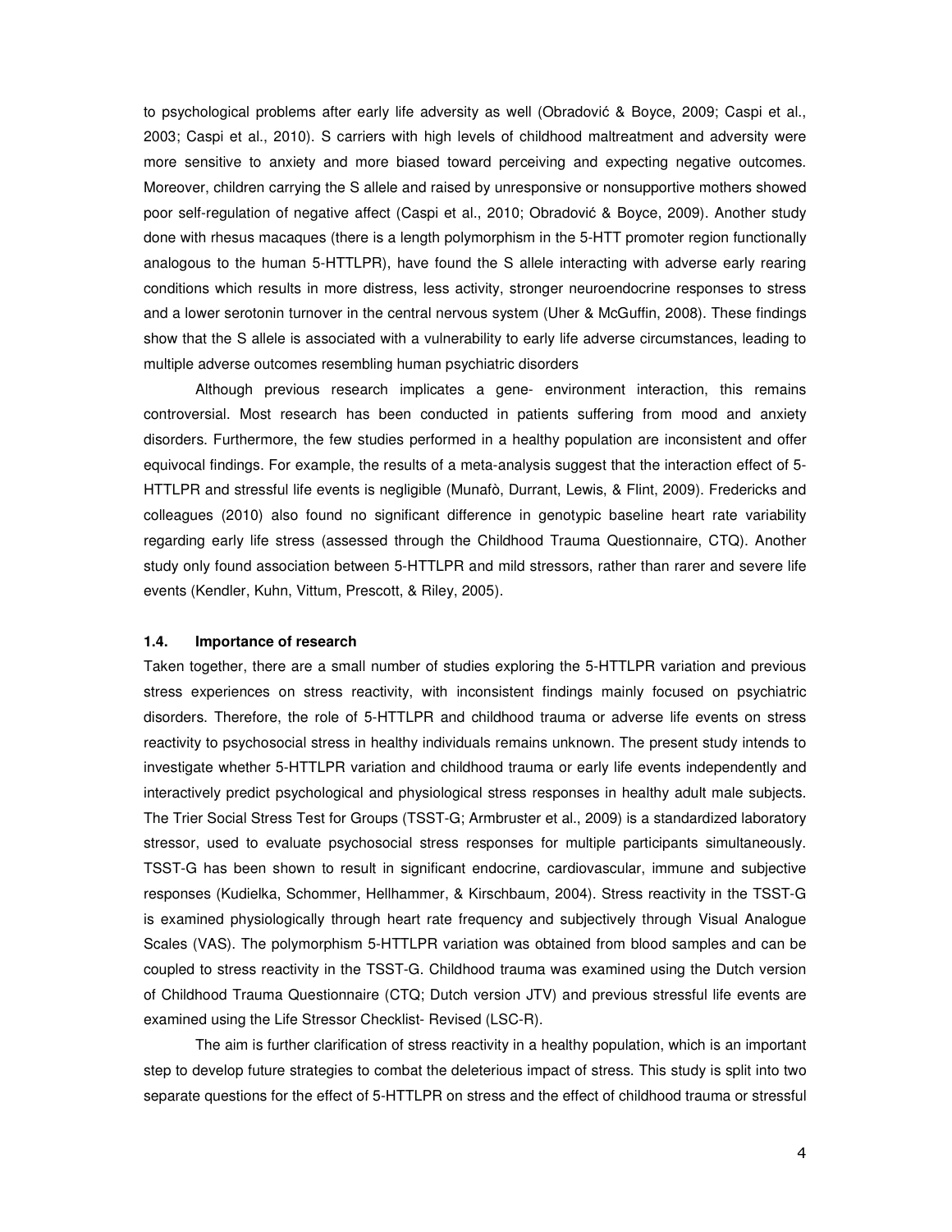to psychological problems after early life adversity as well (Obradović & Boyce, 2009; Caspi et al., 2003; Caspi et al., 2010). S carriers with high levels of childhood maltreatment and adversity were more sensitive to anxiety and more biased toward perceiving and expecting negative outcomes. Moreover, children carrying the S allele and raised by unresponsive or nonsupportive mothers showed poor self-regulation of negative affect (Caspi et al., 2010; Obradović & Boyce, 2009). Another study done with rhesus macaques (there is a length polymorphism in the 5-HTT promoter region functionally analogous to the human 5-HTTLPR), have found the S allele interacting with adverse early rearing conditions which results in more distress, less activity, stronger neuroendocrine responses to stress and a lower serotonin turnover in the central nervous system (Uher & McGuffin, 2008). These findings show that the S allele is associated with a vulnerability to early life adverse circumstances, leading to multiple adverse outcomes resembling human psychiatric disorders

Although previous research implicates a gene- environment interaction, this remains controversial. Most research has been conducted in patients suffering from mood and anxiety disorders. Furthermore, the few studies performed in a healthy population are inconsistent and offer equivocal findings. For example, the results of a meta-analysis suggest that the interaction effect of 5-HTTLPR and stressful life events is negligible (Munafò, Durrant, Lewis, & Flint, 2009). Fredericks and colleagues (2010) also found no significant difference in genotypic baseline heart rate variability regarding early life stress (assessed through the Childhood Trauma Questionnaire, CTQ). Another study only found association between 5-HTTLPR and mild stressors, rather than rarer and severe life events (Kendler, Kuhn, Vittum, Prescott, & Riley, 2005).

### 1.4. Importance of research

Taken together, there are a small number of studies exploring the 5-HTTLPR variation and previous stress experiences on stress reactivity, with inconsistent findings mainly focused on psychiatric disorders. Therefore, the role of 5-HTTLPR and childhood trauma or adverse life events on stress reactivity to psychosocial stress in healthy individuals remains unknown. The present study intends to investigate whether 5-HTTLPR variation and childhood trauma or early life events independently and interactively predict psychological and physiological stress responses in healthy adult male subjects. The Trier Social Stress Test for Groups (TSST-G; Armbruster et al., 2009) is a standardized laboratory stressor, used to evaluate psychosocial stress responses for multiple participants simultaneously. TSST-G has been shown to result in significant endocrine, cardiovascular, immune and subjective responses (Kudielka, Schommer, Hellhammer, & Kirschbaum, 2004). Stress reactivity in the TSST-G is examined physiologically through heart rate frequency and subjectively through Visual Analogue Scales (VAS). The polymorphism 5-HTTLPR variation was obtained from blood samples and can be coupled to stress reactivity in the TSST-G. Childhood trauma was examined using the Dutch version of Childhood Trauma Questionnaire (CTQ; Dutch version JTV) and previous stressful life events are examined using the Life Stressor Checklist- Revised (LSC-R).

The aim is further clarification of stress reactivity in a healthy population, which is an important step to develop future strategies to combat the deleterious impact of stress. This study is split into two separate questions for the effect of 5-HTTLPR on stress and the effect of childhood trauma or stressful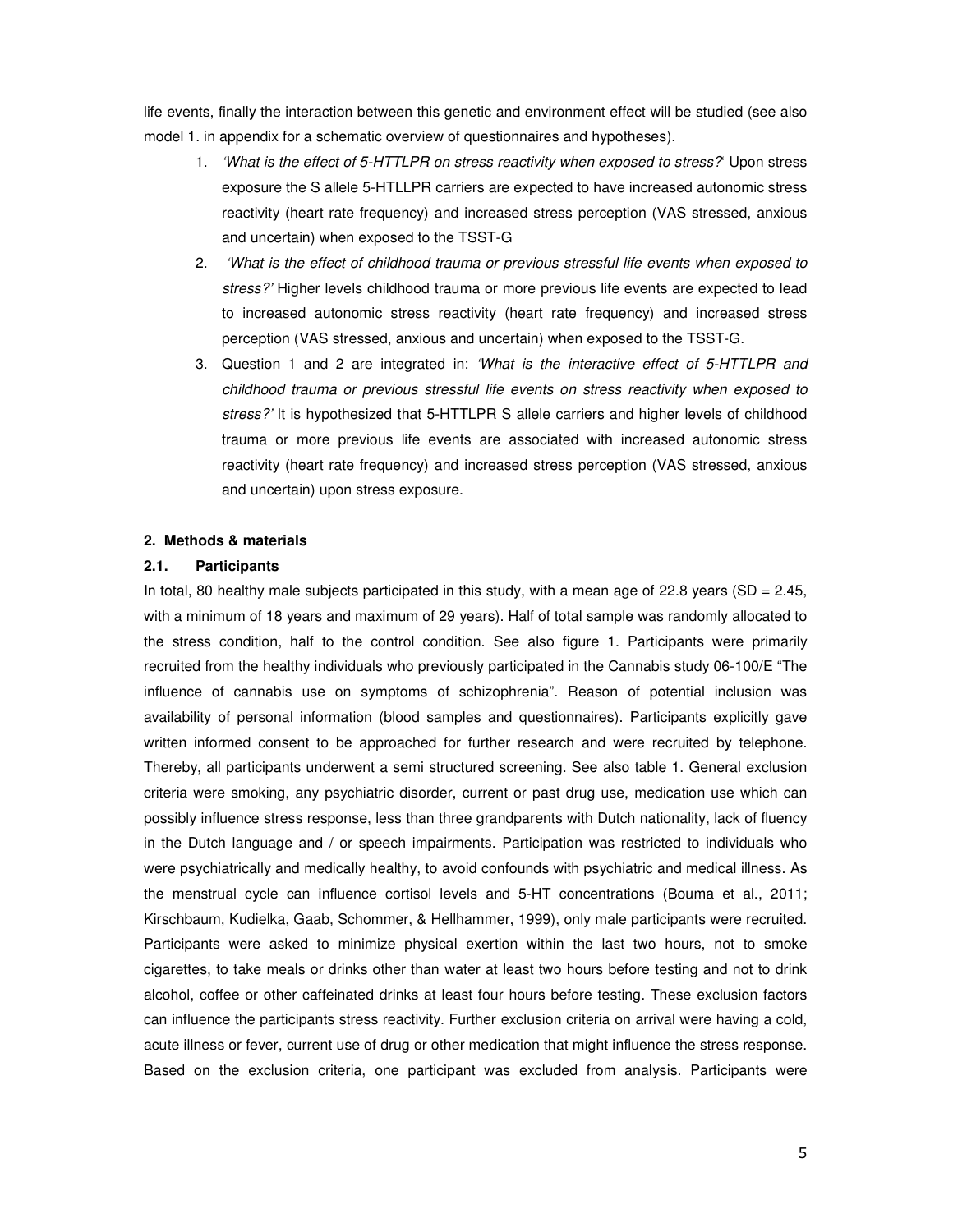life events, finally the interaction between this genetic and environment effect will be studied (see also model 1. in appendix for a schematic overview of questionnaires and hypotheses).

1. *'What is the effect of 5-HTTLPR on stress reactivity when exposed to stress?'* Upon stress exposure the S allele 5-HTLLPR carriers are expected to have increased autonomic stress reactivity (heart rate frequency) and increased stress perception (VAS stressed, anxious and uncertain) when exposed to the TSST-G
2. *'What is the effect of childhood trauma or previous stressful life events when exposed to stress?'* Higher levels childhood trauma or more previous life events are expected to lead to increased autonomic stress reactivity (heart rate frequency) and increased stress perception (VAS stressed, anxious and uncertain) when exposed to the TSST-G.
3. Question 1 and 2 are integrated in: *'What is the interactive effect of 5-HTTLPR and childhood trauma or previous stressful life events on stress reactivity when exposed to stress?'* It is hypothesized that 5-HTTLPR S allele carriers and higher levels of childhood trauma or more previous life events are associated with increased autonomic stress reactivity (heart rate frequency) and increased stress perception (VAS stressed, anxious and uncertain) upon stress exposure.

## 2. Methods & materials

### 2.1. Participants

In total, 80 healthy male subjects participated in this study, with a mean age of 22.8 years (SD = 2.45, with a minimum of 18 years and maximum of 29 years). Half of total sample was randomly allocated to the stress condition, half to the control condition. See also figure 1. Participants were primarily recruited from the healthy individuals who previously participated in the Cannabis study 06-100/E "The influence of cannabis use on symptoms of schizophrenia". Reason of potential inclusion was availability of personal information (blood samples and questionnaires). Participants explicitly gave written informed consent to be approached for further research and were recruited by telephone. Thereby, all participants underwent a semi structured screening. See also table 1. General exclusion criteria were smoking, any psychiatric disorder, current or past drug use, medication use which can possibly influence stress response, less than three grandparents with Dutch nationality, lack of fluency in the Dutch language and / or speech impairments. Participation was restricted to individuals who were psychiatrically and medically healthy, to avoid confounds with psychiatric and medical illness. As the menstrual cycle can influence cortisol levels and 5-HT concentrations (Bouma et al., 2011; Kirschbaum, Kudielka, Gaab, Schommer, & Hellhammer, 1999), only male participants were recruited. Participants were asked to minimize physical exertion within the last two hours, not to smoke cigarettes, to take meals or drinks other than water at least two hours before testing and not to drink alcohol, coffee or other caffeinated drinks at least four hours before testing. These exclusion factors can influence the participants stress reactivity. Further exclusion criteria on arrival were having a cold, acute illness or fever, current use of drug or other medication that might influence the stress response. Based on the exclusion criteria, one participant was excluded from analysis. Participants were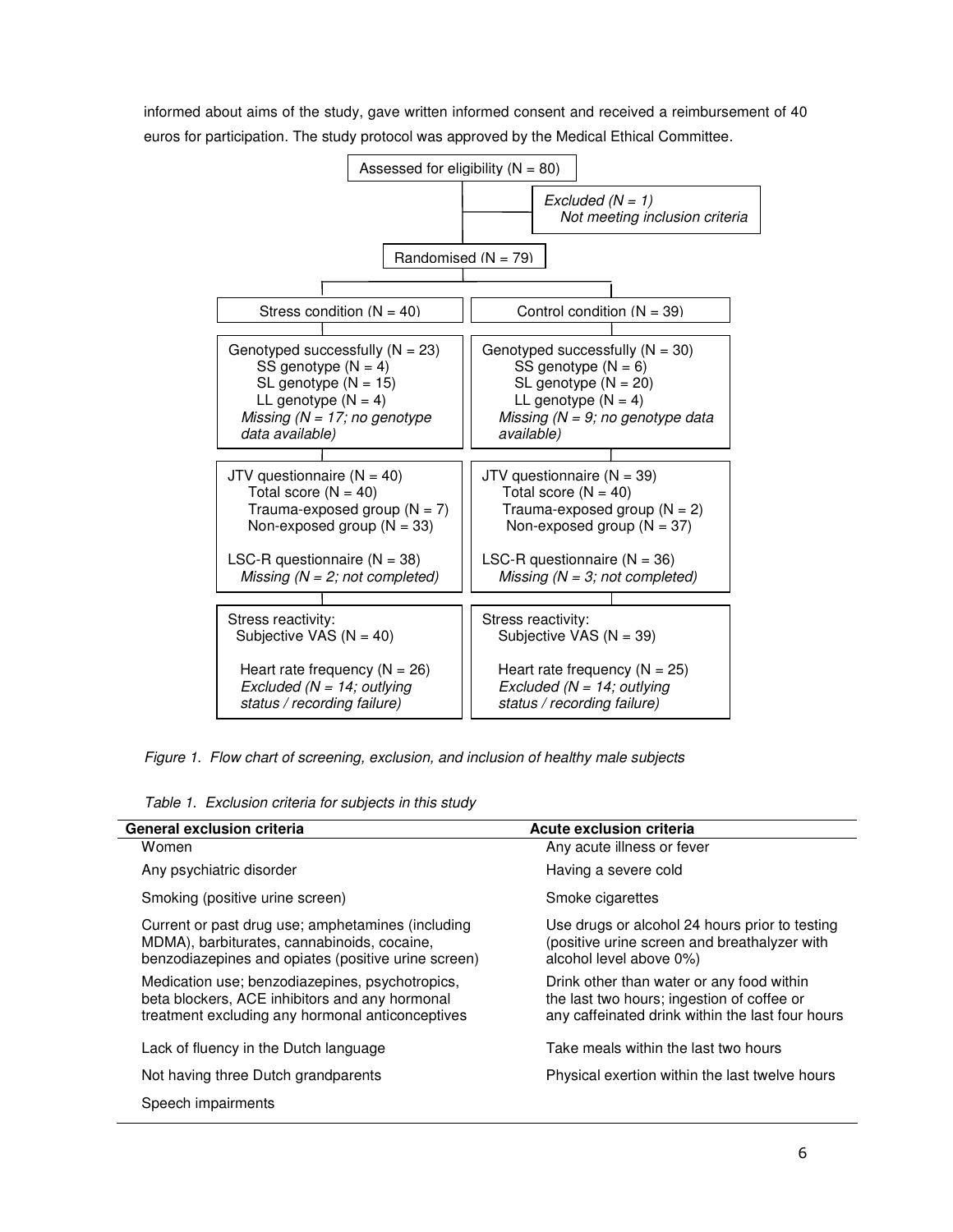informed about aims of the study, gave written informed consent and received a reimbursement of 40 euros for participation. The study protocol was approved by the Medical Ethical Committee.

Assessed for eligibility (N = 80)

*Excluded (N = 1)*
*Not meeting inclusion criteria*

Randomised (N = 79)

| Stress condition (N = 40) | Control condition (N = 39) |
|---|---|
| Genotyped successfully (N = 23)<br>SS genotype (N = 4)<br>SL genotype (N = 15)<br>LL genotype (N = 4)<br>*Missing (N = 17; no genotype data available)* | Genotyped successfully (N = 30)<br>SS genotype (N = 6)<br>SL genotype (N = 20)<br>LL genotype (N = 4)<br>*Missing (N = 9; no genotype data available)* |
| JTV questionnaire (N = 40)<br>Total score (N = 40)<br>Trauma-exposed group (N = 7)<br>Non-exposed group (N = 33)<br><br>LSC-R questionnaire (N = 38)<br>*Missing (N = 2; not completed)* | JTV questionnaire (N = 39)<br>Total score (N = 40)<br>Trauma-exposed group (N = 2)<br>Non-exposed group (N = 37)<br><br>LSC-R questionnaire (N = 36)<br>*Missing (N = 3; not completed)* |
| Stress reactivity:<br>Subjective VAS (N = 40)<br><br>Heart rate frequency (N = 26)<br>*Excluded (N = 14; outlying status / recording failure)* | Stress reactivity:<br>Subjective VAS (N = 39)<br><br>Heart rate frequency (N = 25)<br>*Excluded (N = 14; outlying status / recording failure)* |

*Figure 1. Flow chart of screening, exclusion, and inclusion of healthy male subjects*

*Table 1. Exclusion criteria for subjects in this study*

| General exclusion criteria | Acute exclusion criteria |
|---|---|
| Women | Any acute illness or fever |
| Any psychiatric disorder | Having a severe cold |
| Smoking (positive urine screen) | Smoke cigarettes |
| Current or past drug use; amphetamines (including MDMA), barbiturates, cannabinoids, cocaine, benzodiazepines and opiates (positive urine screen) | Use drugs or alcohol 24 hours prior to testing (positive urine screen and breathalyzer with alcohol level above 0%) |
| Medication use; benzodiazepines, psychotropics, beta blockers, ACE inhibitors and any hormonal treatment excluding any hormonal anticonceptives | Drink other than water or any food within the last two hours; ingestion of coffee or any caffeinated drink within the last four hours |
| Lack of fluency in the Dutch language | Take meals within the last two hours |
| Not having three Dutch grandparents | Physical exertion within the last twelve hours |
| Speech impairments | |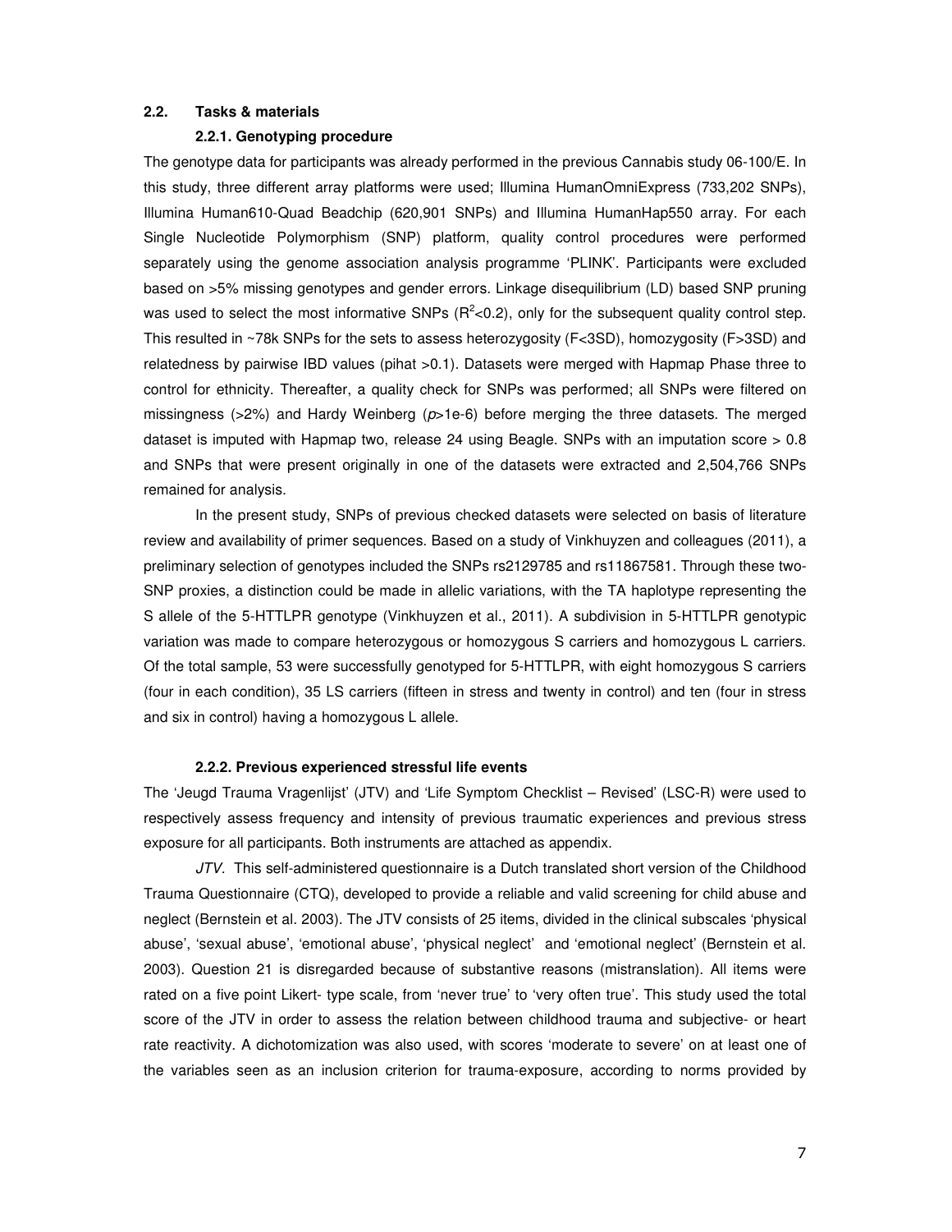### 2.2. Tasks & materials

#### 2.2.1. Genotyping procedure

The genotype data for participants was already performed in the previous Cannabis study 06-100/E. In this study, three different array platforms were used; Illumina HumanOmniExpress (733,202 SNPs), Illumina Human610-Quad Beadchip (620,901 SNPs) and Illumina HumanHap550 array. For each Single Nucleotide Polymorphism (SNP) platform, quality control procedures were performed separately using the genome association analysis programme 'PLINK'. Participants were excluded based on >5% missing genotypes and gender errors. Linkage disequilibrium (LD) based SNP pruning was used to select the most informative SNPs ($R^2$<0.2), only for the subsequent quality control step. This resulted in ~78k SNPs for the sets to assess heterozygosity (F<3SD), homozygosity (F>3SD) and relatedness by pairwise IBD values (pihat >0.1). Datasets were merged with Hapmap Phase three to control for ethnicity. Thereafter, a quality check for SNPs was performed; all SNPs were filtered on missingness (>2%) and Hardy Weinberg ($p$>1e-6) before merging the three datasets. The merged dataset is imputed with Hapmap two, release 24 using Beagle. SNPs with an imputation score > 0.8 and SNPs that were present originally in one of the datasets were extracted and 2,504,766 SNPs remained for analysis.

In the present study, SNPs of previous checked datasets were selected on basis of literature review and availability of primer sequences. Based on a study of Vinkhuyzen and colleagues (2011), a preliminary selection of genotypes included the SNPs rs2129785 and rs11867581. Through these two-SNP proxies, a distinction could be made in allelic variations, with the TA haplotype representing the S allele of the 5-HTTLPR genotype (Vinkhuyzen et al., 2011). A subdivision in 5-HTTLPR genotypic variation was made to compare heterozygous or homozygous S carriers and homozygous L carriers. Of the total sample, 53 were successfully genotyped for 5-HTTLPR, with eight homozygous S carriers (four in each condition), 35 LS carriers (fifteen in stress and twenty in control) and ten (four in stress and six in control) having a homozygous L allele.

#### 2.2.2. Previous experienced stressful life events

The 'Jeugd Trauma Vragenlijst' (JTV) and 'Life Symptom Checklist – Revised' (LSC-R) were used to respectively assess frequency and intensity of previous traumatic experiences and previous stress exposure for all participants. Both instruments are attached as appendix.

*JTV.* This self-administered questionnaire is a Dutch translated short version of the Childhood Trauma Questionnaire (CTQ), developed to provide a reliable and valid screening for child abuse and neglect (Bernstein et al. 2003). The JTV consists of 25 items, divided in the clinical subscales 'physical abuse', 'sexual abuse', 'emotional abuse', 'physical neglect' and 'emotional neglect' (Bernstein et al. 2003). Question 21 is disregarded because of substantive reasons (mistranslation). All items were rated on a five point Likert- type scale, from 'never true' to 'very often true'. This study used the total score of the JTV in order to assess the relation between childhood trauma and subjective- or heart rate reactivity. A dichotomization was also used, with scores 'moderate to severe' on at least one of the variables seen as an inclusion criterion for trauma-exposure, according to norms provided by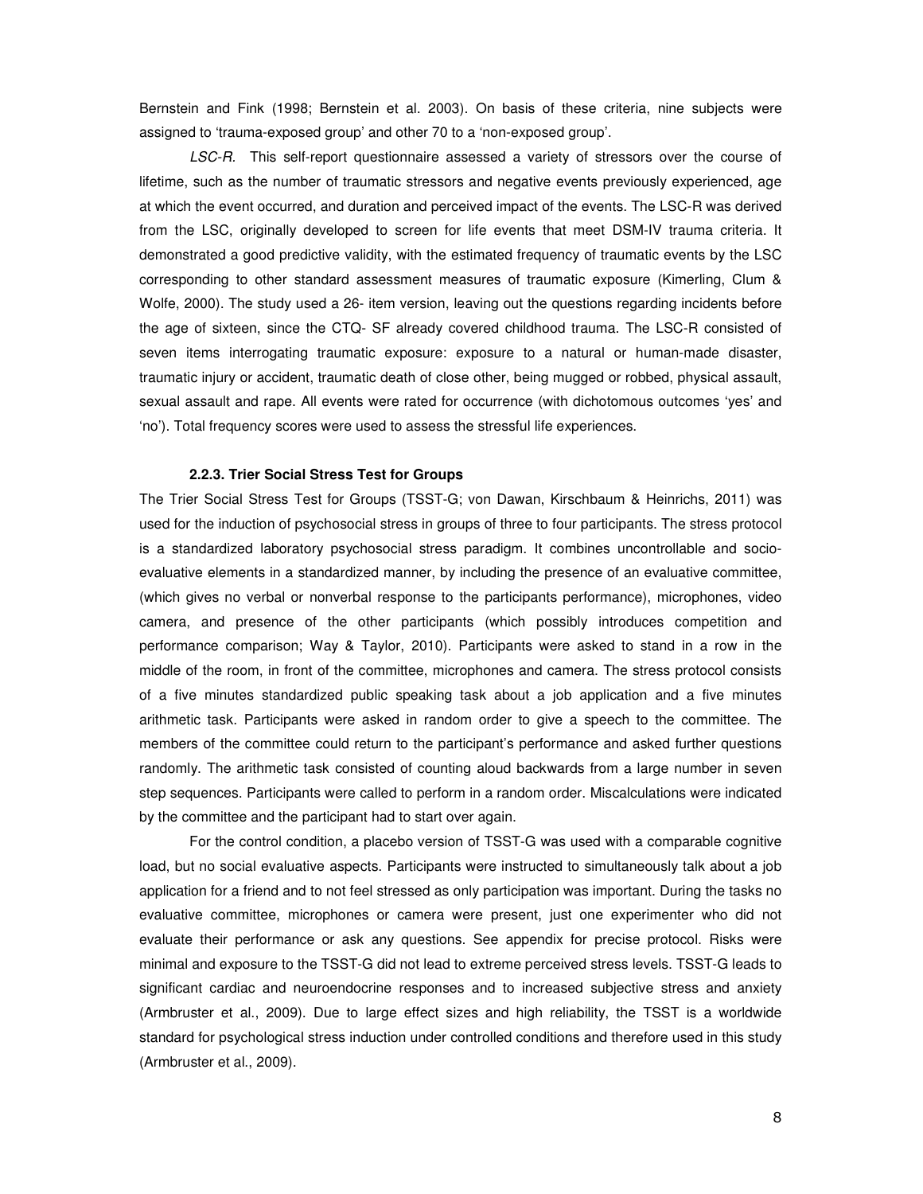Bernstein and Fink (1998; Bernstein et al. 2003). On basis of these criteria, nine subjects were assigned to 'trauma-exposed group' and other 70 to a 'non-exposed group'.

*LSC-R*. This self-report questionnaire assessed a variety of stressors over the course of lifetime, such as the number of traumatic stressors and negative events previously experienced, age at which the event occurred, and duration and perceived impact of the events. The LSC-R was derived from the LSC, originally developed to screen for life events that meet DSM-IV trauma criteria. It demonstrated a good predictive validity, with the estimated frequency of traumatic events by the LSC corresponding to other standard assessment measures of traumatic exposure (Kimerling, Clum & Wolfe, 2000). The study used a 26- item version, leaving out the questions regarding incidents before the age of sixteen, since the CTQ- SF already covered childhood trauma. The LSC-R consisted of seven items interrogating traumatic exposure: exposure to a natural or human-made disaster, traumatic injury or accident, traumatic death of close other, being mugged or robbed, physical assault, sexual assault and rape. All events were rated for occurrence (with dichotomous outcomes 'yes' and 'no'). Total frequency scores were used to assess the stressful life experiences.

#### 2.2.3. Trier Social Stress Test for Groups

The Trier Social Stress Test for Groups (TSST-G; von Dawan, Kirschbaum & Heinrichs, 2011) was used for the induction of psychosocial stress in groups of three to four participants. The stress protocol is a standardized laboratory psychosocial stress paradigm. It combines uncontrollable and socio-evaluative elements in a standardized manner, by including the presence of an evaluative committee, (which gives no verbal or nonverbal response to the participants performance), microphones, video camera, and presence of the other participants (which possibly introduces competition and performance comparison; Way & Taylor, 2010). Participants were asked to stand in a row in the middle of the room, in front of the committee, microphones and camera. The stress protocol consists of a five minutes standardized public speaking task about a job application and a five minutes arithmetic task. Participants were asked in random order to give a speech to the committee. The members of the committee could return to the participant's performance and asked further questions randomly. The arithmetic task consisted of counting aloud backwards from a large number in seven step sequences. Participants were called to perform in a random order. Miscalculations were indicated by the committee and the participant had to start over again.

For the control condition, a placebo version of TSST-G was used with a comparable cognitive load, but no social evaluative aspects. Participants were instructed to simultaneously talk about a job application for a friend and to not feel stressed as only participation was important. During the tasks no evaluative committee, microphones or camera were present, just one experimenter who did not evaluate their performance or ask any questions. See appendix for precise protocol. Risks were minimal and exposure to the TSST-G did not lead to extreme perceived stress levels. TSST-G leads to significant cardiac and neuroendocrine responses and to increased subjective stress and anxiety (Armbruster et al., 2009). Due to large effect sizes and high reliability, the TSST is a worldwide standard for psychological stress induction under controlled conditions and therefore used in this study (Armbruster et al., 2009).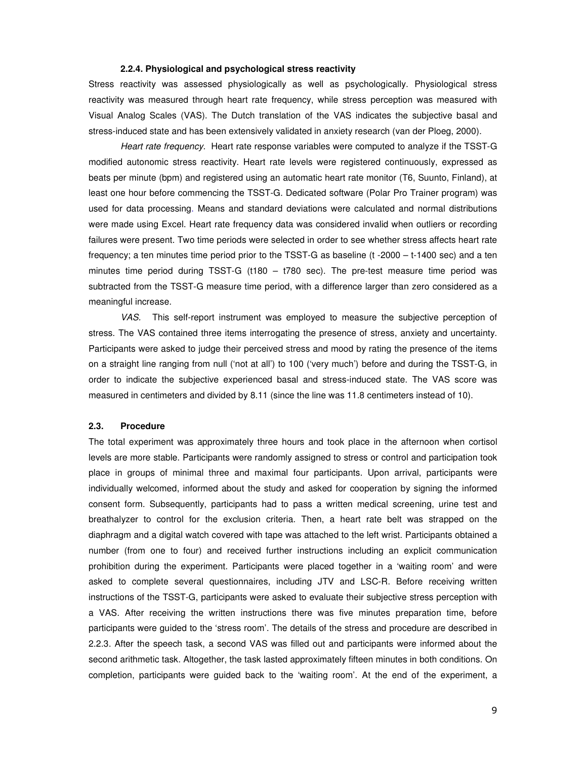#### 2.2.4. Physiological and psychological stress reactivity

Stress reactivity was assessed physiologically as well as psychologically. Physiological stress reactivity was measured through heart rate frequency, while stress perception was measured with Visual Analog Scales (VAS). The Dutch translation of the VAS indicates the subjective basal and stress-induced state and has been extensively validated in anxiety research (van der Ploeg, 2000).

*Heart rate frequency.* Heart rate response variables were computed to analyze if the TSST-G modified autonomic stress reactivity. Heart rate levels were registered continuously, expressed as beats per minute (bpm) and registered using an automatic heart rate monitor (T6, Suunto, Finland), at least one hour before commencing the TSST-G. Dedicated software (Polar Pro Trainer program) was used for data processing. Means and standard deviations were calculated and normal distributions were made using Excel. Heart rate frequency data was considered invalid when outliers or recording failures were present. Two time periods were selected in order to see whether stress affects heart rate frequency; a ten minutes time period prior to the TSST-G as baseline (t -2000 – t-1400 sec) and a ten minutes time period during TSST-G (t180 – t780 sec). The pre-test measure time period was subtracted from the TSST-G measure time period, with a difference larger than zero considered as a meaningful increase.

*VAS.* This self-report instrument was employed to measure the subjective perception of stress. The VAS contained three items interrogating the presence of stress, anxiety and uncertainty. Participants were asked to judge their perceived stress and mood by rating the presence of the items on a straight line ranging from null ('not at all') to 100 ('very much') before and during the TSST-G, in order to indicate the subjective experienced basal and stress-induced state. The VAS score was measured in centimeters and divided by 8.11 (since the line was 11.8 centimeters instead of 10).

### 2.3. Procedure

The total experiment was approximately three hours and took place in the afternoon when cortisol levels are more stable. Participants were randomly assigned to stress or control and participation took place in groups of minimal three and maximal four participants. Upon arrival, participants were individually welcomed, informed about the study and asked for cooperation by signing the informed consent form. Subsequently, participants had to pass a written medical screening, urine test and breathalyzer to control for the exclusion criteria. Then, a heart rate belt was strapped on the diaphragm and a digital watch covered with tape was attached to the left wrist. Participants obtained a number (from one to four) and received further instructions including an explicit communication prohibition during the experiment. Participants were placed together in a 'waiting room' and were asked to complete several questionnaires, including JTV and LSC-R. Before receiving written instructions of the TSST-G, participants were asked to evaluate their subjective stress perception with a VAS. After receiving the written instructions there was five minutes preparation time, before participants were guided to the 'stress room'. The details of the stress and procedure are described in 2.2.3. After the speech task, a second VAS was filled out and participants were informed about the second arithmetic task. Altogether, the task lasted approximately fifteen minutes in both conditions. On completion, participants were guided back to the 'waiting room'. At the end of the experiment, a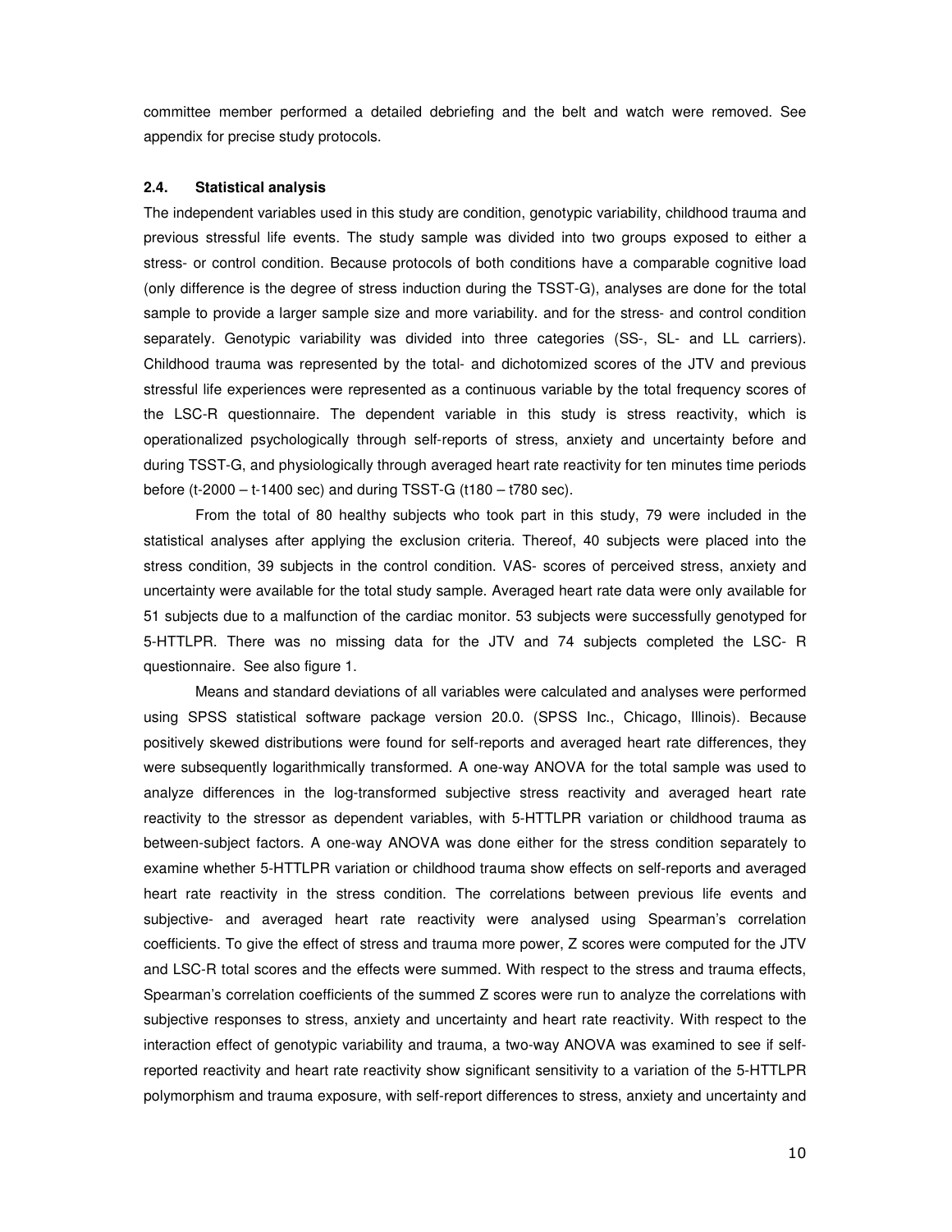committee member performed a detailed debriefing and the belt and watch were removed. See appendix for precise study protocols.

### 2.4. Statistical analysis

The independent variables used in this study are condition, genotypic variability, childhood trauma and previous stressful life events. The study sample was divided into two groups exposed to either a stress- or control condition. Because protocols of both conditions have a comparable cognitive load (only difference is the degree of stress induction during the TSST-G), analyses are done for the total sample to provide a larger sample size and more variability. and for the stress- and control condition separately. Genotypic variability was divided into three categories (SS-, SL- and LL carriers). Childhood trauma was represented by the total- and dichotomized scores of the JTV and previous stressful life experiences were represented as a continuous variable by the total frequency scores of the LSC-R questionnaire. The dependent variable in this study is stress reactivity, which is operationalized psychologically through self-reports of stress, anxiety and uncertainty before and during TSST-G, and physiologically through averaged heart rate reactivity for ten minutes time periods before (t-2000 – t-1400 sec) and during TSST-G (t180 – t780 sec).

From the total of 80 healthy subjects who took part in this study, 79 were included in the statistical analyses after applying the exclusion criteria. Thereof, 40 subjects were placed into the stress condition, 39 subjects in the control condition. VAS- scores of perceived stress, anxiety and uncertainty were available for the total study sample. Averaged heart rate data were only available for 51 subjects due to a malfunction of the cardiac monitor. 53 subjects were successfully genotyped for 5-HTTLPR. There was no missing data for the JTV and 74 subjects completed the LSC- R questionnaire. See also figure 1.

Means and standard deviations of all variables were calculated and analyses were performed using SPSS statistical software package version 20.0. (SPSS Inc., Chicago, Illinois). Because positively skewed distributions were found for self-reports and averaged heart rate differences, they were subsequently logarithmically transformed. A one-way ANOVA for the total sample was used to analyze differences in the log-transformed subjective stress reactivity and averaged heart rate reactivity to the stressor as dependent variables, with 5-HTTLPR variation or childhood trauma as between-subject factors. A one-way ANOVA was done either for the stress condition separately to examine whether 5-HTTLPR variation or childhood trauma show effects on self-reports and averaged heart rate reactivity in the stress condition. The correlations between previous life events and subjective- and averaged heart rate reactivity were analysed using Spearman's correlation coefficients. To give the effect of stress and trauma more power, Z scores were computed for the JTV and LSC-R total scores and the effects were summed. With respect to the stress and trauma effects, Spearman's correlation coefficients of the summed Z scores were run to analyze the correlations with subjective responses to stress, anxiety and uncertainty and heart rate reactivity. With respect to the interaction effect of genotypic variability and trauma, a two-way ANOVA was examined to see if self-reported reactivity and heart rate reactivity show significant sensitivity to a variation of the 5-HTTLPR polymorphism and trauma exposure, with self-report differences to stress, anxiety and uncertainty and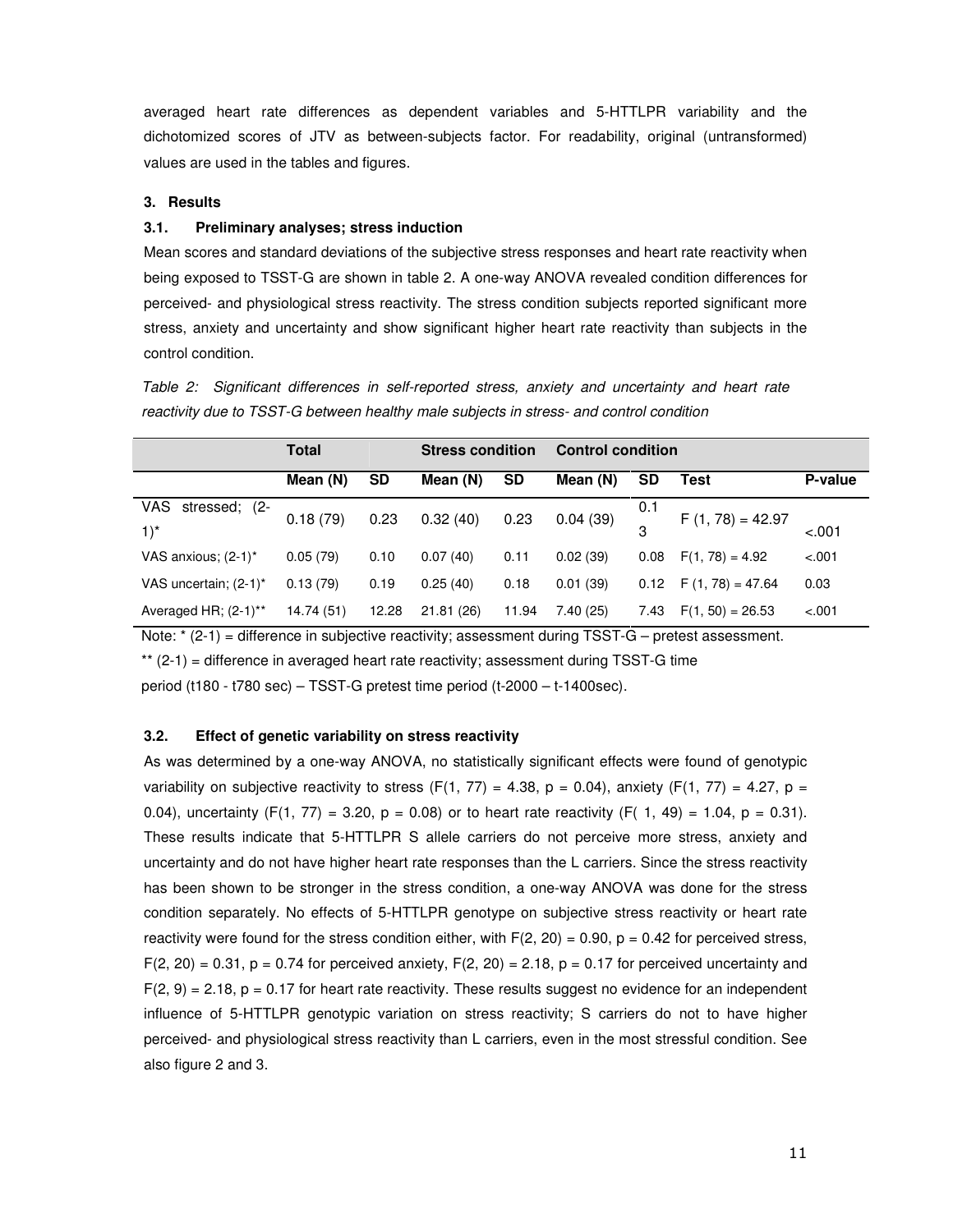averaged heart rate differences as dependent variables and 5-HTTLPR variability and the dichotomized scores of JTV as between-subjects factor. For readability, original (untransformed) values are used in the tables and figures.

## 3. Results

### 3.1. Preliminary analyses; stress induction

Mean scores and standard deviations of the subjective stress responses and heart rate reactivity when being exposed to TSST-G are shown in table 2. A one-way ANOVA revealed condition differences for perceived- and physiological stress reactivity. The stress condition subjects reported significant more stress, anxiety and uncertainty and show significant higher heart rate reactivity than subjects in the control condition.

*Table 2: Significant differences in self-reported stress, anxiety and uncertainty and heart rate reactivity due to TSST-G between healthy male subjects in stress- and control condition*

| | Total | | Stress condition | | Control condition | | | |
|---|---|---|---|---|---|---|---|---|
| | **Mean (N)** | **SD** | **Mean (N)** | **SD** | **Mean (N)** | **SD** | **Test** | **P-value** |
| VAS stressed; (2-1)* | 0.18 (79) | 0.23 | 0.32 (40) | 0.23 | 0.04 (39) | 0.13 | F (1, 78) = 42.97 | <.001 |
| VAS anxious; (2-1)* | 0.05 (79) | 0.10 | 0.07 (40) | 0.11 | 0.02 (39) | 0.08 | F(1, 78) = 4.92 | <.001 |
| VAS uncertain; (2-1)* | 0.13 (79) | 0.19 | 0.25 (40) | 0.18 | 0.01 (39) | 0.12 | F (1, 78) = 47.64 | 0.03 |
| Averaged HR; (2-1)** | 14.74 (51) | 12.28 | 21.81 (26) | 11.94 | 7.40 (25) | 7.43 | F(1, 50) = 26.53 | <.001 |

Note: * (2-1) = difference in subjective reactivity; assessment during TSST-G – pretest assessment.

** (2-1) = difference in averaged heart rate reactivity; assessment during TSST-G time period (t180 - t780 sec) – TSST-G pretest time period (t-2000 – t-1400sec).

### 3.2. Effect of genetic variability on stress reactivity

As was determined by a one-way ANOVA, no statistically significant effects were found of genotypic variability on subjective reactivity to stress ($F(1, 77) = 4.38$, $p = 0.04$), anxiety ($F(1, 77) = 4.27$, $p = 0.04$), uncertainty ($F(1, 77) = 3.20$, $p = 0.08$) or to heart rate reactivity ($F(1, 49) = 1.04$, $p = 0.31$). These results indicate that 5-HTTLPR S allele carriers do not perceive more stress, anxiety and uncertainty and do not have higher heart rate responses than the L carriers. Since the stress reactivity has been shown to be stronger in the stress condition, a one-way ANOVA was done for the stress condition separately. No effects of 5-HTTLPR genotype on subjective stress reactivity or heart rate reactivity were found for the stress condition either, with $F(2, 20) = 0.90$, $p = 0.42$ for perceived stress, $F(2, 20) = 0.31$, $p = 0.74$ for perceived anxiety, $F(2, 20) = 2.18$, $p = 0.17$ for perceived uncertainty and $F(2, 9) = 2.18$, $p = 0.17$ for heart rate reactivity. These results suggest no evidence for an independent influence of 5-HTTLPR genotypic variation on stress reactivity; S carriers do not to have higher perceived- and physiological stress reactivity than L carriers, even in the most stressful condition. See also figure 2 and 3.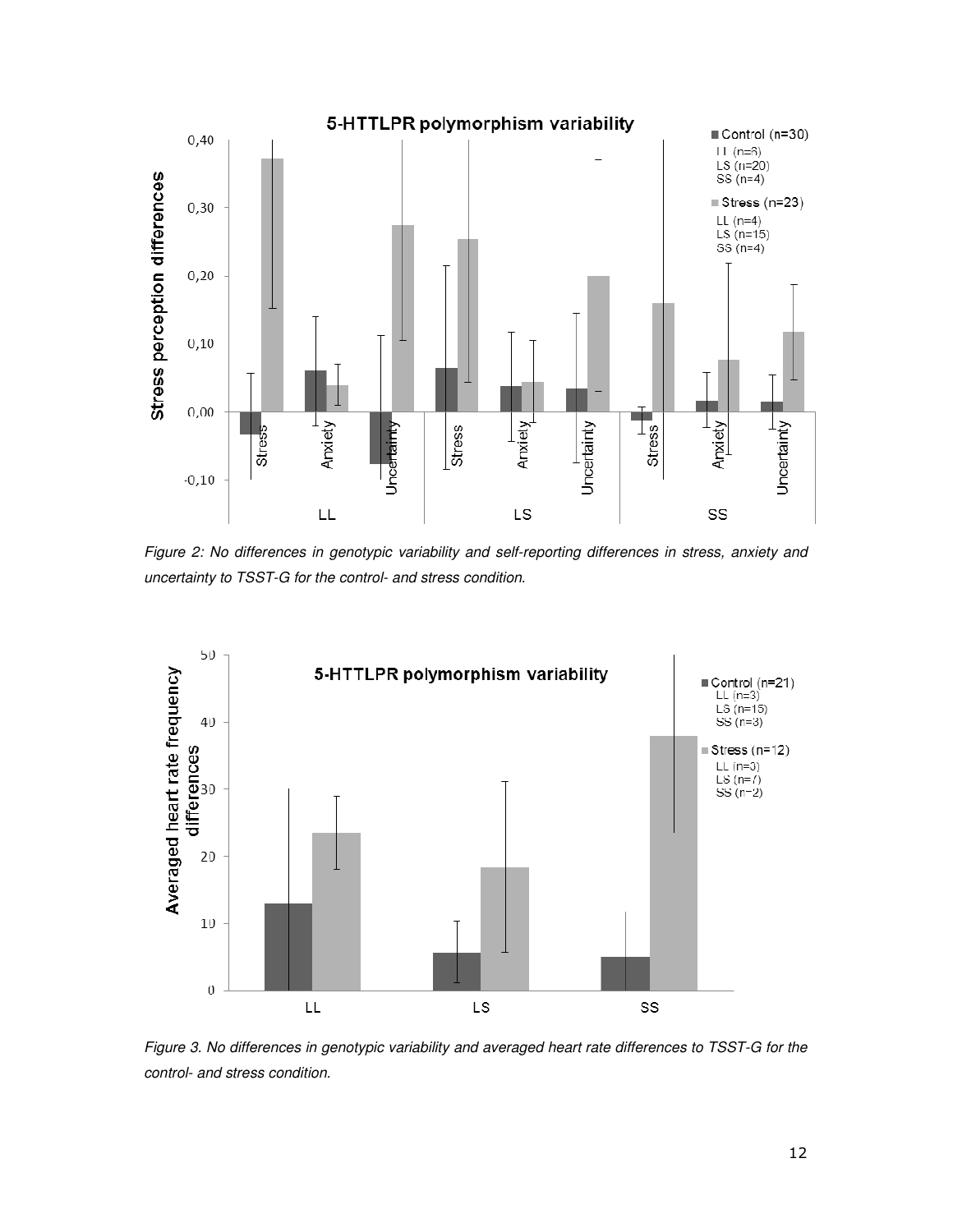*Figure 2: No differences in genotypic variability and self-reporting differences in stress, anxiety and uncertainty to TSST-G for the control- and stress condition.*

*Figure 3. No differences in genotypic variability and averaged heart rate differences to TSST-G for the control- and stress condition.*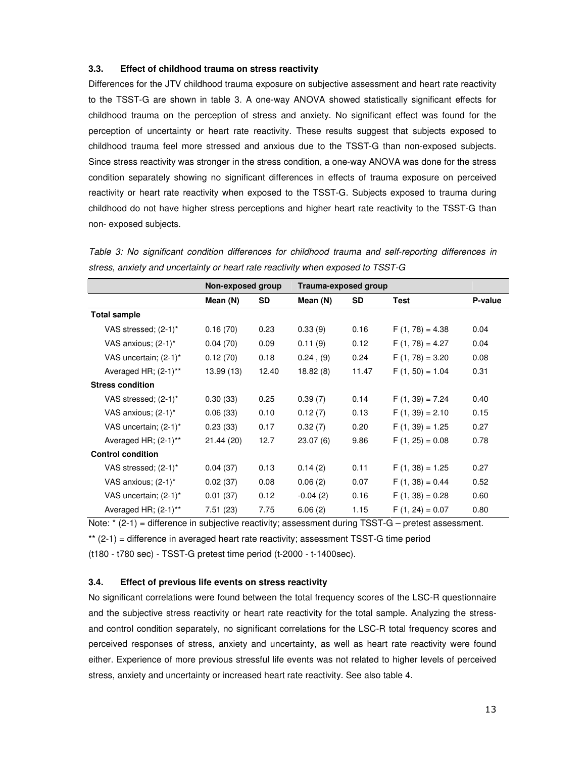### 3.3. Effect of childhood trauma on stress reactivity

Differences for the JTV childhood trauma exposure on subjective assessment and heart rate reactivity to the TSST-G are shown in table 3. A one-way ANOVA showed statistically significant effects for childhood trauma on the perception of stress and anxiety. No significant effect was found for the perception of uncertainty or heart rate reactivity. These results suggest that subjects exposed to childhood trauma feel more stressed and anxious due to the TSST-G than non-exposed subjects. Since stress reactivity was stronger in the stress condition, a one-way ANOVA was done for the stress condition separately showing no significant differences in effects of trauma exposure on perceived reactivity or heart rate reactivity when exposed to the TSST-G. Subjects exposed to trauma during childhood do not have higher stress perceptions and higher heart rate reactivity to the TSST-G than non- exposed subjects.

*Table 3: No significant condition differences for childhood trauma and self-reporting differences in stress, anxiety and uncertainty or heart rate reactivity when exposed to TSST-G*

| | Non-exposed group | | Trauma-exposed group | | | |
|---|---|---|---|---|---|---|
| | **Mean (N)** | **SD** | **Mean (N)** | **SD** | **Test** | **P-value** |
| **Total sample** | | | | | | |
| VAS stressed; (2-1)* | 0.16 (70) | 0.23 | 0.33 (9) | 0.16 | $F(1, 78) = 4.38$ | 0.04 |
| VAS anxious; (2-1)* | 0.04 (70) | 0.09 | 0.11 (9) | 0.12 | $F(1, 78) = 4.27$ | 0.04 |
| VAS uncertain; (2-1)* | 0.12 (70) | 0.18 | 0.24 , (9) | 0.24 | $F(1, 78) = 3.20$ | 0.08 |
| Averaged HR; (2-1)** | 13.99 (13) | 12.40 | 18.82 (8) | 11.47 | $F(1, 50) = 1.04$ | 0.31 |
| **Stress condition** | | | | | | |
| VAS stressed; (2-1)* | 0.30 (33) | 0.25 | 0.39 (7) | 0.14 | $F(1, 39) = 7.24$ | 0.40 |
| VAS anxious; (2-1)* | 0.06 (33) | 0.10 | 0.12 (7) | 0.13 | $F(1, 39) = 2.10$ | 0.15 |
| VAS uncertain; (2-1)* | 0.23 (33) | 0.17 | 0.32 (7) | 0.20 | $F(1, 39) = 1.25$ | 0.27 |
| Averaged HR; (2-1)** | 21.44 (20) | 12.7 | 23.07 (6) | 9.86 | $F(1, 25) = 0.08$ | 0.78 |
| **Control condition** | | | | | | |
| VAS stressed; (2-1)* | 0.04 (37) | 0.13 | 0.14 (2) | 0.11 | $F(1, 38) = 1.25$ | 0.27 |
| VAS anxious; (2-1)* | 0.02 (37) | 0.08 | 0.06 (2) | 0.07 | $F(1, 38) = 0.44$ | 0.52 |
| VAS uncertain; (2-1)* | 0.01 (37) | 0.12 | -0.04 (2) | 0.16 | $F(1, 38) = 0.28$ | 0.60 |
| Averaged HR; (2-1)** | 7.51 (23) | 7.75 | 6.06 (2) | 1.15 | $F(1, 24) = 0.07$ | 0.80 |

Note: * (2-1) = difference in subjective reactivity; assessment during TSST-G – pretest assessment.

** (2-1) = difference in averaged heart rate reactivity; assessment TSST-G time period (t180 - t780 sec) - TSST-G pretest time period (t-2000 - t-1400sec).

### 3.4. Effect of previous life events on stress reactivity

No significant correlations were found between the total frequency scores of the LSC-R questionnaire and the subjective stress reactivity or heart rate reactivity for the total sample. Analyzing the stress- and control condition separately, no significant correlations for the LSC-R total frequency scores and perceived responses of stress, anxiety and uncertainty, as well as heart rate reactivity were found either. Experience of more previous stressful life events was not related to higher levels of perceived stress, anxiety and uncertainty or increased heart rate reactivity. See also table 4.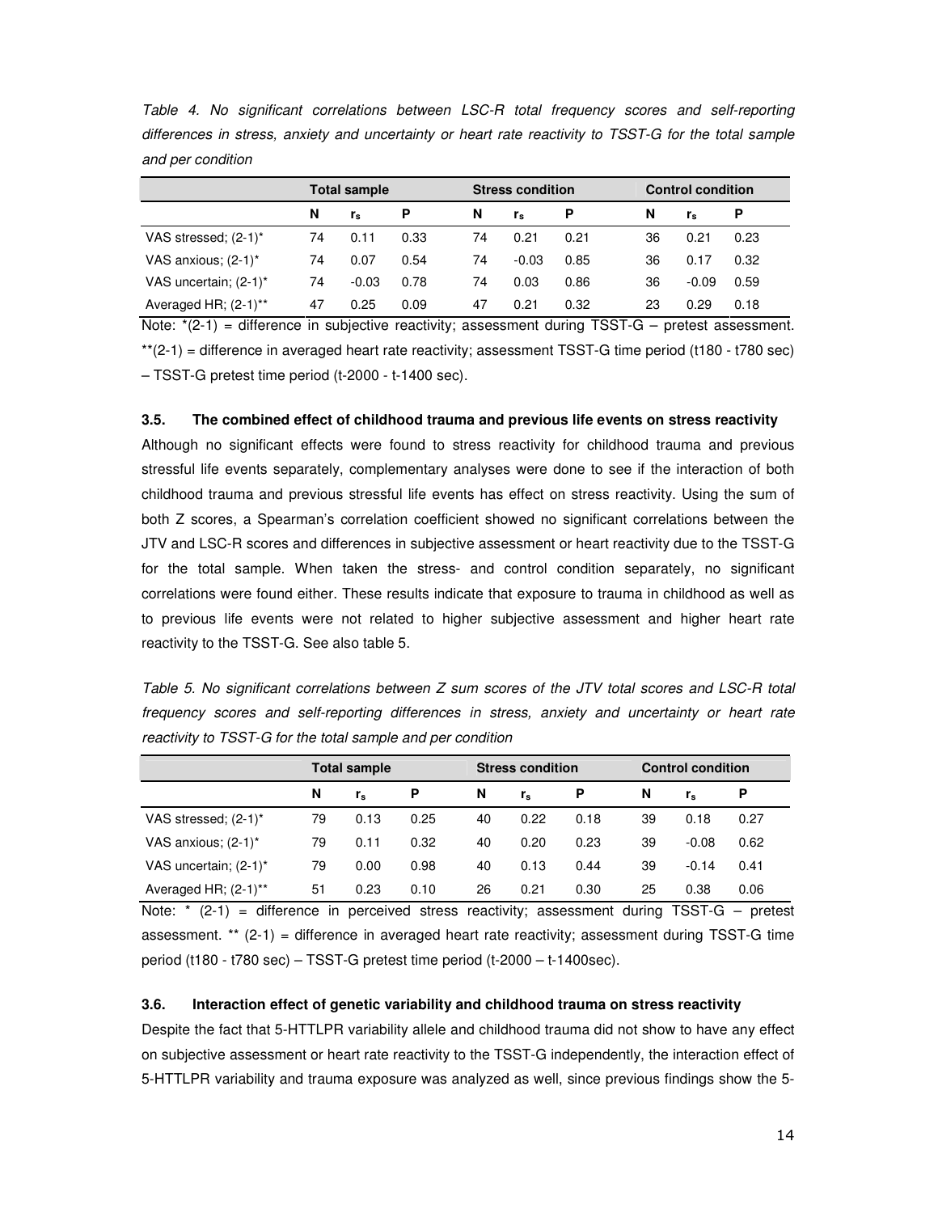*Table 4. No significant correlations between LSC-R total frequency scores and self-reporting differences in stress, anxiety and uncertainty or heart rate reactivity to TSST-G for the total sample and per condition*

| | Total sample | | | Stress condition | | | Control condition | | |
|---|---|---|---|---|---|---|---|---|---|
| | N | $r_s$ | P | N | $r_s$ | P | N | $r_s$ | P |
| VAS stressed; (2-1)* | 74 | 0.11 | 0.33 | 74 | 0.21 | 0.21 | 36 | 0.21 | 0.23 |
| VAS anxious; (2-1)* | 74 | 0.07 | 0.54 | 74 | -0.03 | 0.85 | 36 | 0.17 | 0.32 |
| VAS uncertain; (2-1)* | 74 | -0.03 | 0.78 | 74 | 0.03 | 0.86 | 36 | -0.09 | 0.59 |
| Averaged HR; (2-1)** | 47 | 0.25 | 0.09 | 47 | 0.21 | 0.32 | 23 | 0.29 | 0.18 |

Note: *(2-1) = difference in subjective reactivity; assessment during TSST-G – pretest assessment. **(2-1) = difference in averaged heart rate reactivity; assessment TSST-G time period (t180 - t780 sec) – TSST-G pretest time period (t-2000 - t-1400 sec).

### 3.5. The combined effect of childhood trauma and previous life events on stress reactivity

Although no significant effects were found to stress reactivity for childhood trauma and previous stressful life events separately, complementary analyses were done to see if the interaction of both childhood trauma and previous stressful life events has effect on stress reactivity. Using the sum of both Z scores, a Spearman's correlation coefficient showed no significant correlations between the JTV and LSC-R scores and differences in subjective assessment or heart reactivity due to the TSST-G for the total sample. When taken the stress- and control condition separately, no significant correlations were found either. These results indicate that exposure to trauma in childhood as well as to previous life events were not related to higher subjective assessment and higher heart rate reactivity to the TSST-G. See also table 5.

*Table 5. No significant correlations between Z sum scores of the JTV total scores and LSC-R total frequency scores and self-reporting differences in stress, anxiety and uncertainty or heart rate reactivity to TSST-G for the total sample and per condition*

| | Total sample | | | Stress condition | | | Control condition | | |
|---|---|---|---|---|---|---|---|---|---|
| | N | $r_s$ | P | N | $r_s$ | P | N | $r_s$ | P |
| VAS stressed; (2-1)* | 79 | 0.13 | 0.25 | 40 | 0.22 | 0.18 | 39 | 0.18 | 0.27 |
| VAS anxious; (2-1)* | 79 | 0.11 | 0.32 | 40 | 0.20 | 0.23 | 39 | -0.08 | 0.62 |
| VAS uncertain; (2-1)* | 79 | 0.00 | 0.98 | 40 | 0.13 | 0.44 | 39 | -0.14 | 0.41 |
| Averaged HR; (2-1)** | 51 | 0.23 | 0.10 | 26 | 0.21 | 0.30 | 25 | 0.38 | 0.06 |

Note: * (2-1) = difference in perceived stress reactivity; assessment during TSST-G – pretest assessment. ** (2-1) = difference in averaged heart rate reactivity; assessment during TSST-G time period (t180 - t780 sec) – TSST-G pretest time period (t-2000 – t-1400sec).

### 3.6. Interaction effect of genetic variability and childhood trauma on stress reactivity

Despite the fact that 5-HTTLPR variability allele and childhood trauma did not show to have any effect on subjective assessment or heart rate reactivity to the TSST-G independently, the interaction effect of 5-HTTLPR variability and trauma exposure was analyzed as well, since previous findings show the 5-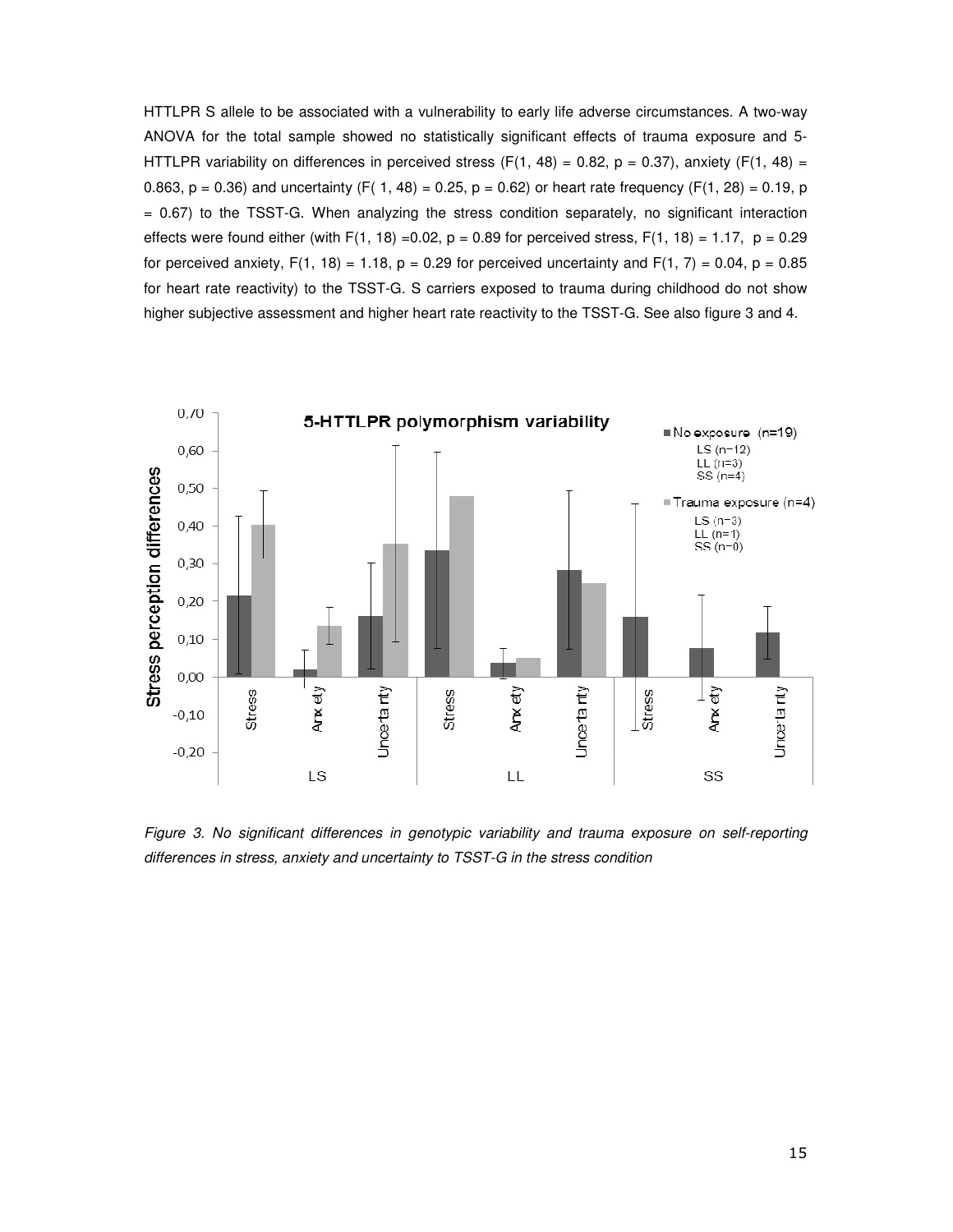HTTLPR S allele to be associated with a vulnerability to early life adverse circumstances. A two-way ANOVA for the total sample showed no statistically significant effects of trauma exposure and 5-HTTLPR variability on differences in perceived stress ($F(1, 48) = 0.82$, $p = 0.37$), anxiety ($F(1, 48) = 0.863$, $p = 0.36$) and uncertainty ($F(1, 48) = 0.25$, $p = 0.62$) or heart rate frequency ($F(1, 28) = 0.19$, $p = 0.67$) to the TSST-G. When analyzing the stress condition separately, no significant interaction effects were found either (with $F(1, 18) = 0.02$, $p = 0.89$ for perceived stress, $F(1, 18) = 1.17$, $p = 0.29$ for perceived anxiety, $F(1, 18) = 1.18$, $p = 0.29$ for perceived uncertainty and $F(1, 7) = 0.04$, $p = 0.85$ for heart rate reactivity) to the TSST-G. S carriers exposed to trauma during childhood do not show higher subjective assessment and higher heart rate reactivity to the TSST-G. See also figure 3 and 4.

*Figure 3. No significant differences in genotypic variability and trauma exposure on self-reporting differences in stress, anxiety and uncertainty to TSST-G in the stress condition*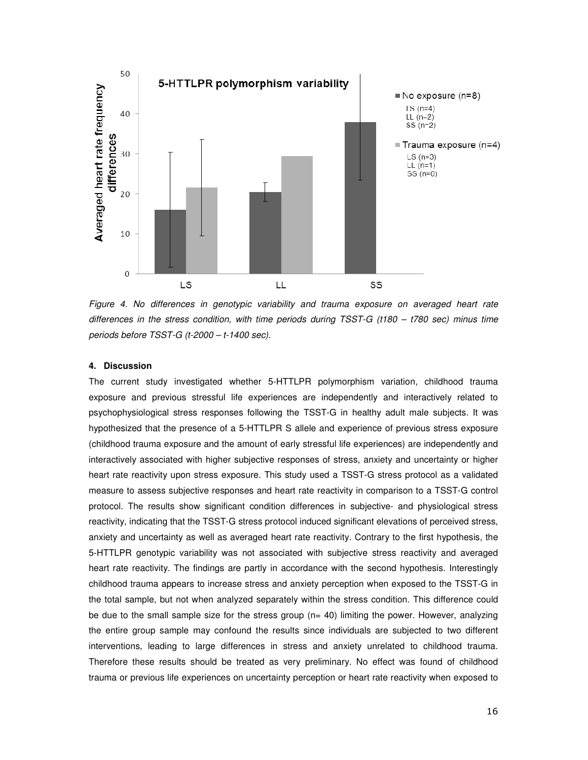*Figure 4. No differences in genotypic variability and trauma exposure on averaged heart rate differences in the stress condition, with time periods during TSST-G (t180 – t780 sec) minus time periods before TSST-G (t-2000 – t-1400 sec).*

#### 4. Discussion

The current study investigated whether 5-HTTLPR polymorphism variation, childhood trauma exposure and previous stressful life experiences are independently and interactively related to psychophysiological stress responses following the TSST-G in healthy adult male subjects. It was hypothesized that the presence of a 5-HTTLPR S allele and experience of previous stress exposure (childhood trauma exposure and the amount of early stressful life experiences) are independently and interactively associated with higher subjective responses of stress, anxiety and uncertainty or higher heart rate reactivity upon stress exposure. This study used a TSST-G stress protocol as a validated measure to assess subjective responses and heart rate reactivity in comparison to a TSST-G control protocol. The results show significant condition differences in subjective- and physiological stress reactivity, indicating that the TSST-G stress protocol induced significant elevations of perceived stress, anxiety and uncertainty as well as averaged heart rate reactivity. Contrary to the first hypothesis, the 5-HTTLPR genotypic variability was not associated with subjective stress reactivity and averaged heart rate reactivity. The findings are partly in accordance with the second hypothesis. Interestingly childhood trauma appears to increase stress and anxiety perception when exposed to the TSST-G in the total sample, but not when analyzed separately within the stress condition. This difference could be due to the small sample size for the stress group (n= 40) limiting the power. However, analyzing the entire group sample may confound the results since individuals are subjected to two different interventions, leading to large differences in stress and anxiety unrelated to childhood trauma. Therefore these results should be treated as very preliminary. No effect was found of childhood trauma or previous life experiences on uncertainty perception or heart rate reactivity when exposed to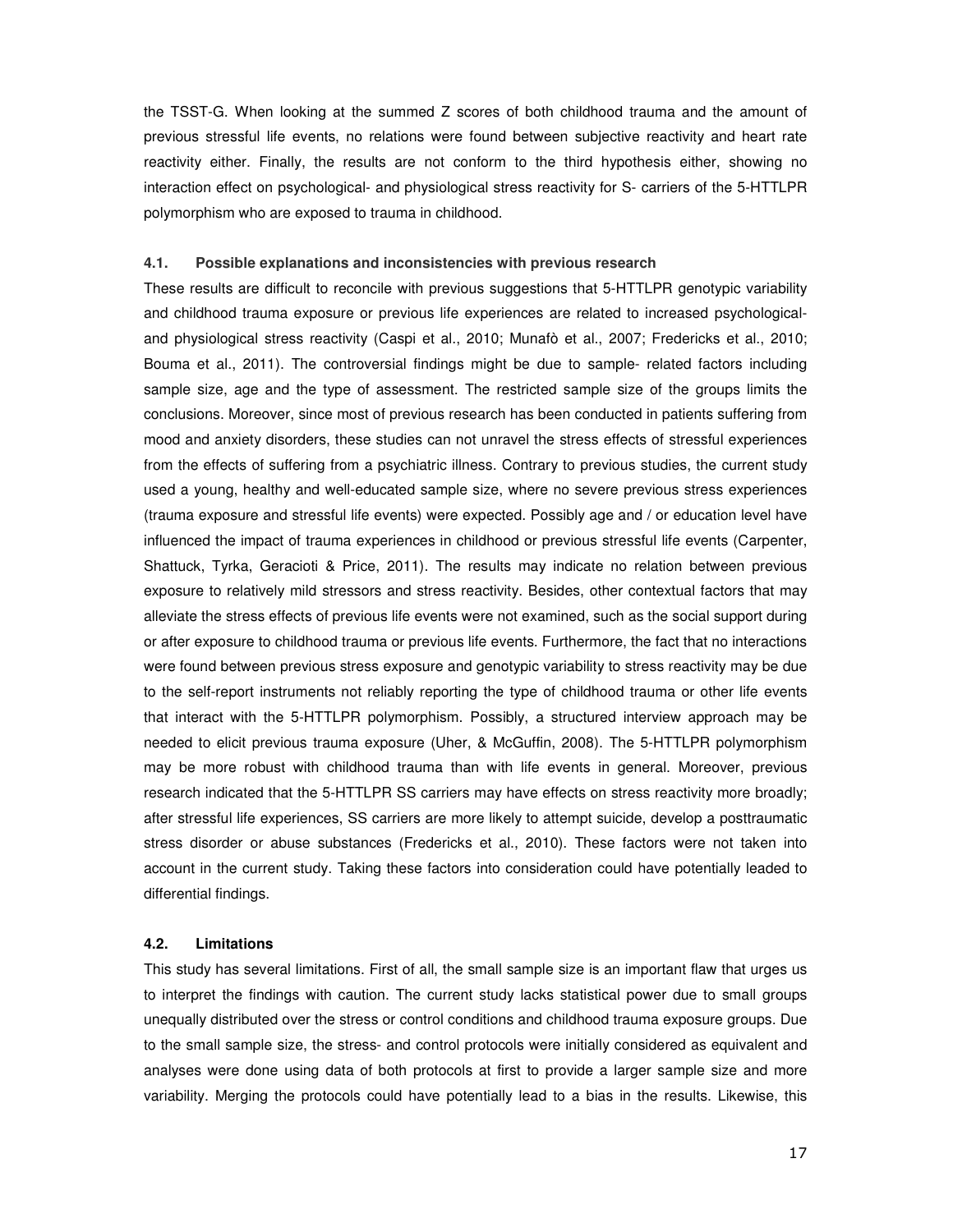the TSST-G. When looking at the summed Z scores of both childhood trauma and the amount of previous stressful life events, no relations were found between subjective reactivity and heart rate reactivity either. Finally, the results are not conform to the third hypothesis either, showing no interaction effect on psychological- and physiological stress reactivity for S- carriers of the 5-HTTLPR polymorphism who are exposed to trauma in childhood.

### 4.1. Possible explanations and inconsistencies with previous research

These results are difficult to reconcile with previous suggestions that 5-HTTLPR genotypic variability and childhood trauma exposure or previous life experiences are related to increased psychological- and physiological stress reactivity (Caspi et al., 2010; Munafò et al., 2007; Fredericks et al., 2010; Bouma et al., 2011). The controversial findings might be due to sample- related factors including sample size, age and the type of assessment. The restricted sample size of the groups limits the conclusions. Moreover, since most of previous research has been conducted in patients suffering from mood and anxiety disorders, these studies can not unravel the stress effects of stressful experiences from the effects of suffering from a psychiatric illness. Contrary to previous studies, the current study used a young, healthy and well-educated sample size, where no severe previous stress experiences (trauma exposure and stressful life events) were expected. Possibly age and / or education level have influenced the impact of trauma experiences in childhood or previous stressful life events (Carpenter, Shattuck, Tyrka, Geracioti & Price, 2011). The results may indicate no relation between previous exposure to relatively mild stressors and stress reactivity. Besides, other contextual factors that may alleviate the stress effects of previous life events were not examined, such as the social support during or after exposure to childhood trauma or previous life events. Furthermore, the fact that no interactions were found between previous stress exposure and genotypic variability to stress reactivity may be due to the self-report instruments not reliably reporting the type of childhood trauma or other life events that interact with the 5-HTTLPR polymorphism. Possibly, a structured interview approach may be needed to elicit previous trauma exposure (Uher, & McGuffin, 2008). The 5-HTTLPR polymorphism may be more robust with childhood trauma than with life events in general. Moreover, previous research indicated that the 5-HTTLPR SS carriers may have effects on stress reactivity more broadly; after stressful life experiences, SS carriers are more likely to attempt suicide, develop a posttraumatic stress disorder or abuse substances (Fredericks et al., 2010). These factors were not taken into account in the current study. Taking these factors into consideration could have potentially leaded to differential findings.

### 4.2. Limitations

This study has several limitations. First of all, the small sample size is an important flaw that urges us to interpret the findings with caution. The current study lacks statistical power due to small groups unequally distributed over the stress or control conditions and childhood trauma exposure groups. Due to the small sample size, the stress- and control protocols were initially considered as equivalent and analyses were done using data of both protocols at first to provide a larger sample size and more variability. Merging the protocols could have potentially lead to a bias in the results. Likewise, this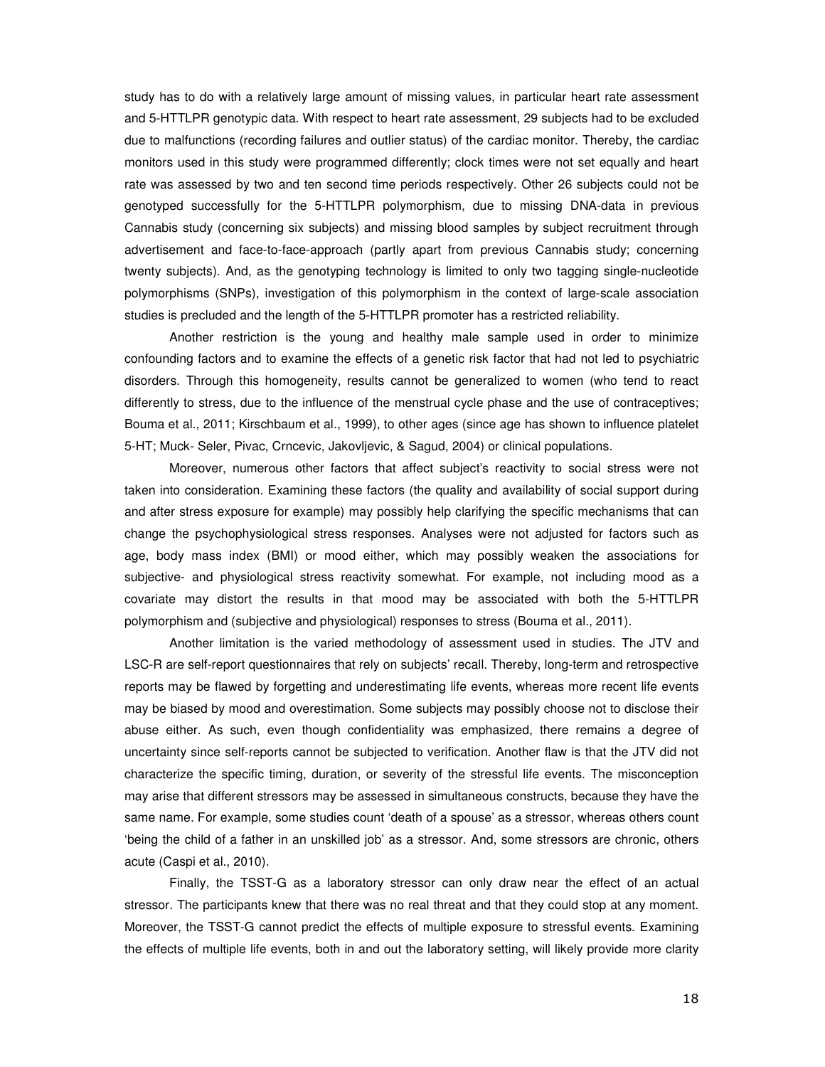study has to do with a relatively large amount of missing values, in particular heart rate assessment and 5-HTTLPR genotypic data. With respect to heart rate assessment, 29 subjects had to be excluded due to malfunctions (recording failures and outlier status) of the cardiac monitor. Thereby, the cardiac monitors used in this study were programmed differently; clock times were not set equally and heart rate was assessed by two and ten second time periods respectively. Other 26 subjects could not be genotyped successfully for the 5-HTTLPR polymorphism, due to missing DNA-data in previous Cannabis study (concerning six subjects) and missing blood samples by subject recruitment through advertisement and face-to-face-approach (partly apart from previous Cannabis study; concerning twenty subjects). And, as the genotyping technology is limited to only two tagging single-nucleotide polymorphisms (SNPs), investigation of this polymorphism in the context of large-scale association studies is precluded and the length of the 5-HTTLPR promoter has a restricted reliability.

Another restriction is the young and healthy male sample used in order to minimize confounding factors and to examine the effects of a genetic risk factor that had not led to psychiatric disorders. Through this homogeneity, results cannot be generalized to women (who tend to react differently to stress, due to the influence of the menstrual cycle phase and the use of contraceptives; Bouma et al., 2011; Kirschbaum et al., 1999), to other ages (since age has shown to influence platelet 5-HT; Muck- Seler, Pivac, Crncevic, Jakovljevic, & Sagud, 2004) or clinical populations.

Moreover, numerous other factors that affect subject's reactivity to social stress were not taken into consideration. Examining these factors (the quality and availability of social support during and after stress exposure for example) may possibly help clarifying the specific mechanisms that can change the psychophysiological stress responses. Analyses were not adjusted for factors such as age, body mass index (BMI) or mood either, which may possibly weaken the associations for subjective- and physiological stress reactivity somewhat. For example, not including mood as a covariate may distort the results in that mood may be associated with both the 5-HTTLPR polymorphism and (subjective and physiological) responses to stress (Bouma et al., 2011).

Another limitation is the varied methodology of assessment used in studies. The JTV and LSC-R are self-report questionnaires that rely on subjects' recall. Thereby, long-term and retrospective reports may be flawed by forgetting and underestimating life events, whereas more recent life events may be biased by mood and overestimation. Some subjects may possibly choose not to disclose their abuse either. As such, even though confidentiality was emphasized, there remains a degree of uncertainty since self-reports cannot be subjected to verification. Another flaw is that the JTV did not characterize the specific timing, duration, or severity of the stressful life events. The misconception may arise that different stressors may be assessed in simultaneous constructs, because they have the same name. For example, some studies count 'death of a spouse' as a stressor, whereas others count 'being the child of a father in an unskilled job' as a stressor. And, some stressors are chronic, others acute (Caspi et al., 2010).

Finally, the TSST-G as a laboratory stressor can only draw near the effect of an actual stressor. The participants knew that there was no real threat and that they could stop at any moment. Moreover, the TSST-G cannot predict the effects of multiple exposure to stressful events. Examining the effects of multiple life events, both in and out the laboratory setting, will likely provide more clarity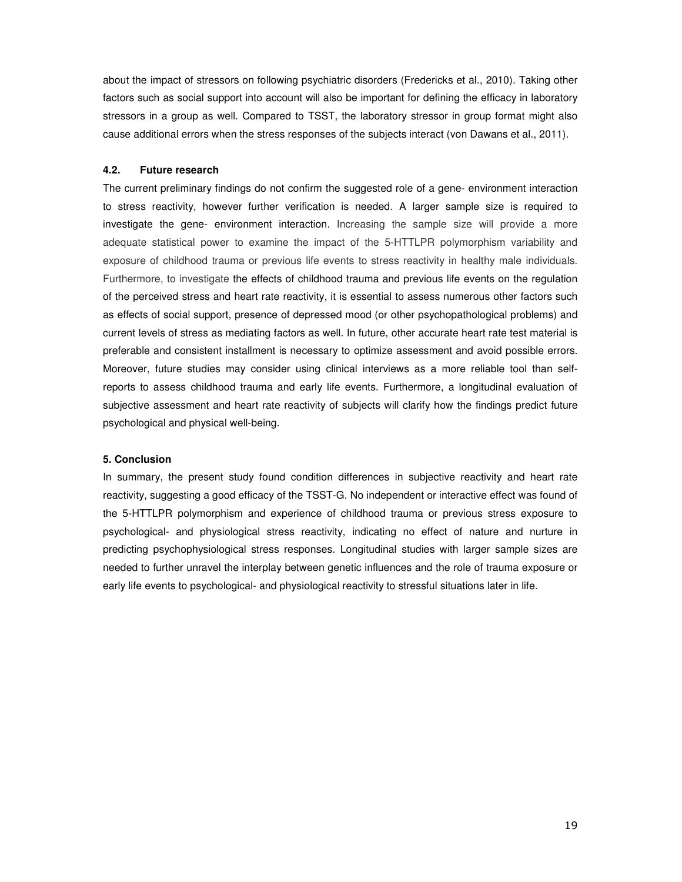about the impact of stressors on following psychiatric disorders (Fredericks et al., 2010). Taking other factors such as social support into account will also be important for defining the efficacy in laboratory stressors in a group as well. Compared to TSST, the laboratory stressor in group format might also cause additional errors when the stress responses of the subjects interact (von Dawans et al., 2011).

### 4.2. Future research

The current preliminary findings do not confirm the suggested role of a gene- environment interaction to stress reactivity, however further verification is needed. A larger sample size is required to investigate the gene- environment interaction. Increasing the sample size will provide a more adequate statistical power to examine the impact of the 5-HTTLPR polymorphism variability and exposure of childhood trauma or previous life events to stress reactivity in healthy male individuals. Furthermore, to investigate the effects of childhood trauma and previous life events on the regulation of the perceived stress and heart rate reactivity, it is essential to assess numerous other factors such as effects of social support, presence of depressed mood (or other psychopathological problems) and current levels of stress as mediating factors as well. In future, other accurate heart rate test material is preferable and consistent installment is necessary to optimize assessment and avoid possible errors. Moreover, future studies may consider using clinical interviews as a more reliable tool than self-reports to assess childhood trauma and early life events. Furthermore, a longitudinal evaluation of subjective assessment and heart rate reactivity of subjects will clarify how the findings predict future psychological and physical well-being.

## 5. Conclusion

In summary, the present study found condition differences in subjective reactivity and heart rate reactivity, suggesting a good efficacy of the TSST-G. No independent or interactive effect was found of the 5-HTTLPR polymorphism and experience of childhood trauma or previous stress exposure to psychological- and physiological stress reactivity, indicating no effect of nature and nurture in predicting psychophysiological stress responses. Longitudinal studies with larger sample sizes are needed to further unravel the interplay between genetic influences and the role of trauma exposure or early life events to psychological- and physiological reactivity to stressful situations later in life.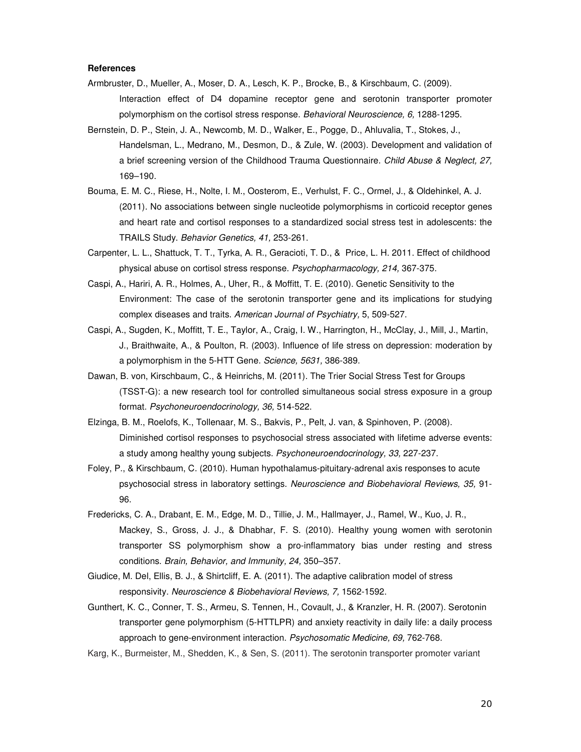**References**

Armbruster, D., Mueller, A., Moser, D. A., Lesch, K. P., Brocke, B., & Kirschbaum, C. (2009). Interaction effect of D4 dopamine receptor gene and serotonin transporter promoter polymorphism on the cortisol stress response. *Behavioral Neuroscience, 6,* 1288-1295.

Bernstein, D. P., Stein, J. A., Newcomb, M. D., Walker, E., Pogge, D., Ahluvalia, T., Stokes, J., Handelsman, L., Medrano, M., Desmon, D., & Zule, W. (2003). Development and validation of a brief screening version of the Childhood Trauma Questionnaire. *Child Abuse & Neglect, 27,* 169–190.

Bouma, E. M. C., Riese, H., Nolte, I. M., Oosterom, E., Verhulst, F. C., Ormel, J., & Oldehinkel, A. J. (2011). No associations between single nucleotide polymorphisms in corticoid receptor genes and heart rate and cortisol responses to a standardized social stress test in adolescents: the TRAILS Study. *Behavior Genetics, 41,* 253-261.

Carpenter, L. L., Shattuck, T. T., Tyrka, A. R., Geracioti, T. D., & Price, L. H. 2011. Effect of childhood physical abuse on cortisol stress response. *Psychopharmacology, 214,* 367-375.

Caspi, A., Hariri, A. R., Holmes, A., Uher, R., & Moffitt, T. E. (2010). Genetic Sensitivity to the Environment: The case of the serotonin transporter gene and its implications for studying complex diseases and traits. *American Journal of Psychiatry,* 5, 509-527.

Caspi, A., Sugden, K., Moffitt, T. E., Taylor, A., Craig, I. W., Harrington, H., McClay, J., Mill, J., Martin, J., Braithwaite, A., & Poulton, R. (2003). Influence of life stress on depression: moderation by a polymorphism in the 5-HTT Gene. *Science, 5631,* 386-389.

Dawan, B. von, Kirschbaum, C., & Heinrichs, M. (2011). The Trier Social Stress Test for Groups (TSST-G): a new research tool for controlled simultaneous social stress exposure in a group format. *Psychoneuroendocrinology, 36,* 514-522.

Elzinga, B. M., Roelofs, K., Tollenaar, M. S., Bakvis, P., Pelt, J. van, & Spinhoven, P. (2008). Diminished cortisol responses to psychosocial stress associated with lifetime adverse events: a study among healthy young subjects. *Psychoneuroendocrinology, 33,* 227-237.

Foley, P., & Kirschbaum, C. (2010). Human hypothalamus-pituitary-adrenal axis responses to acute psychosocial stress in laboratory settings. *Neuroscience and Biobehavioral Reviews, 35,* 91-96.

Fredericks, C. A., Drabant, E. M., Edge, M. D., Tillie, J. M., Hallmayer, J., Ramel, W., Kuo, J. R., Mackey, S., Gross, J. J., & Dhabhar, F. S. (2010). Healthy young women with serotonin transporter SS polymorphism show a pro-inflammatory bias under resting and stress conditions. *Brain, Behavior, and Immunity, 24,* 350–357.

Giudice, M. Del, Ellis, B. J., & Shirtcliff, E. A. (2011). The adaptive calibration model of stress responsivity. *Neuroscience & Biobehavioral Reviews, 7,* 1562-1592.

Gunthert, K. C., Conner, T. S., Armeu, S. Tennen, H., Covault, J., & Kranzler, H. R. (2007). Serotonin transporter gene polymorphism (5-HTTLPR) and anxiety reactivity in daily life: a daily process approach to gene-environment interaction. *Psychosomatic Medicine, 69,* 762-768.

Karg, K., Burmeister, M., Shedden, K., & Sen, S. (2011). The serotonin transporter promoter variant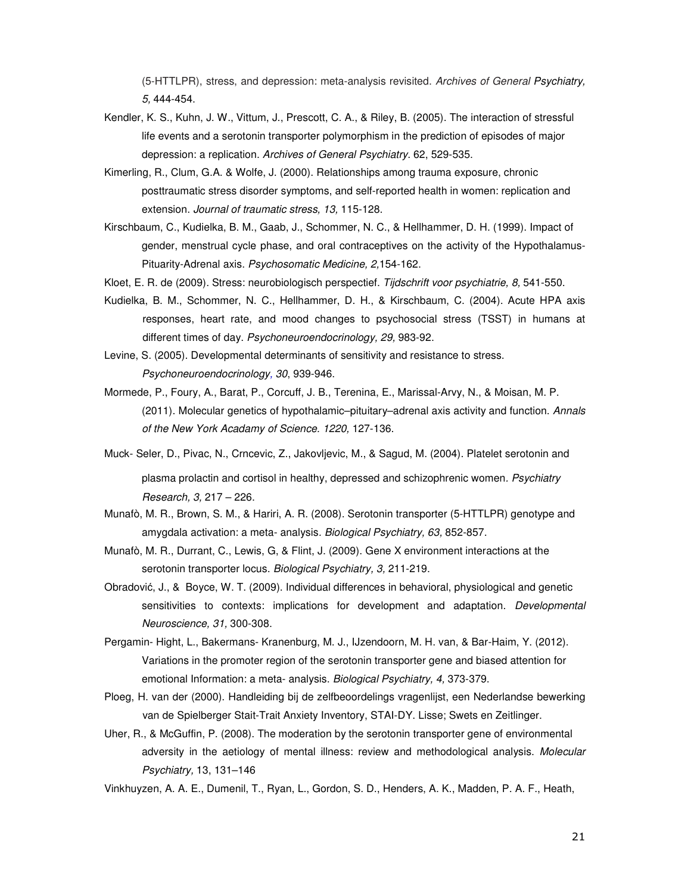(5-HTTLPR), stress, and depression: meta-analysis revisited. *Archives of General Psychiatry, 5,* 444-454.

Kendler, K. S., Kuhn, J. W., Vittum, J., Prescott, C. A., & Riley, B. (2005). The interaction of stressful life events and a serotonin transporter polymorphism in the prediction of episodes of major depression: a replication. *Archives of General Psychiatry*. 62, 529-535.

Kimerling, R., Clum, G.A. & Wolfe, J. (2000). Relationships among trauma exposure, chronic posttraumatic stress disorder symptoms, and self-reported health in women: replication and extension. *Journal of traumatic stress, 13,* 115-128.

Kirschbaum, C., Kudielka, B. M., Gaab, J., Schommer, N. C., & Hellhammer, D. H. (1999). Impact of gender, menstrual cycle phase, and oral contraceptives on the activity of the Hypothalamus-Pituarity-Adrenal axis. *Psychosomatic Medicine, 2,*154-162.

Kloet, E. R. de (2009). Stress: neurobiologisch perspectief. *Tijdschrift voor psychiatrie, 8,* 541-550.

Kudielka, B. M., Schommer, N. C., Hellhammer, D. H., & Kirschbaum, C. (2004). Acute HPA axis responses, heart rate, and mood changes to psychosocial stress (TSST) in humans at different times of day. *Psychoneuroendocrinology, 29,* 983-92.

Levine, S. (2005). Developmental determinants of sensitivity and resistance to stress. *Psychoneuroendocrinology, 30*, 939-946.

Mormede, P., Foury, A., Barat, P., Corcuff, J. B., Terenina, E., Marissal-Arvy, N., & Moisan, M. P. (2011). Molecular genetics of hypothalamic–pituitary–adrenal axis activity and function. *Annals of the New York Acadamy of Science. 1220,* 127-136.

Muck- Seler, D., Pivac, N., Crncevic, Z., Jakovljevic, M., & Sagud, M. (2004). Platelet serotonin and plasma prolactin and cortisol in healthy, depressed and schizophrenic women. *Psychiatry Research, 3,* 217 – 226.

Munafò, M. R., Brown, S. M., & Hariri, A. R. (2008). Serotonin transporter (5-HTTLPR) genotype and amygdala activation: a meta- analysis. *Biological Psychiatry, 63,* 852-857.

Munafò, M. R., Durrant, C., Lewis, G, & Flint, J. (2009). Gene X environment interactions at the serotonin transporter locus. *Biological Psychiatry, 3,* 211-219.

Obradović, J., & Boyce, W. T. (2009). Individual differences in behavioral, physiological and genetic sensitivities to contexts: implications for development and adaptation. *Developmental Neuroscience, 31,* 300-308.

Pergamin- Hight, L., Bakermans- Kranenburg, M. J., IJzendoorn, M. H. van, & Bar-Haim, Y. (2012). Variations in the promoter region of the serotonin transporter gene and biased attention for emotional Information: a meta- analysis. *Biological Psychiatry, 4,* 373-379.

Ploeg, H. van der (2000). Handleiding bij de zelfbeoordelings vragenlijst, een Nederlandse bewerking van de Spielberger Stait-Trait Anxiety Inventory, STAI-DY. Lisse; Swets en Zeitlinger.

Uher, R., & McGuffin, P. (2008). The moderation by the serotonin transporter gene of environmental adversity in the aetiology of mental illness: review and methodological analysis. *Molecular Psychiatry,* 13, 131–146

Vinkhuyzen, A. A. E., Dumenil, T., Ryan, L., Gordon, S. D., Henders, A. K., Madden, P. A. F., Heath,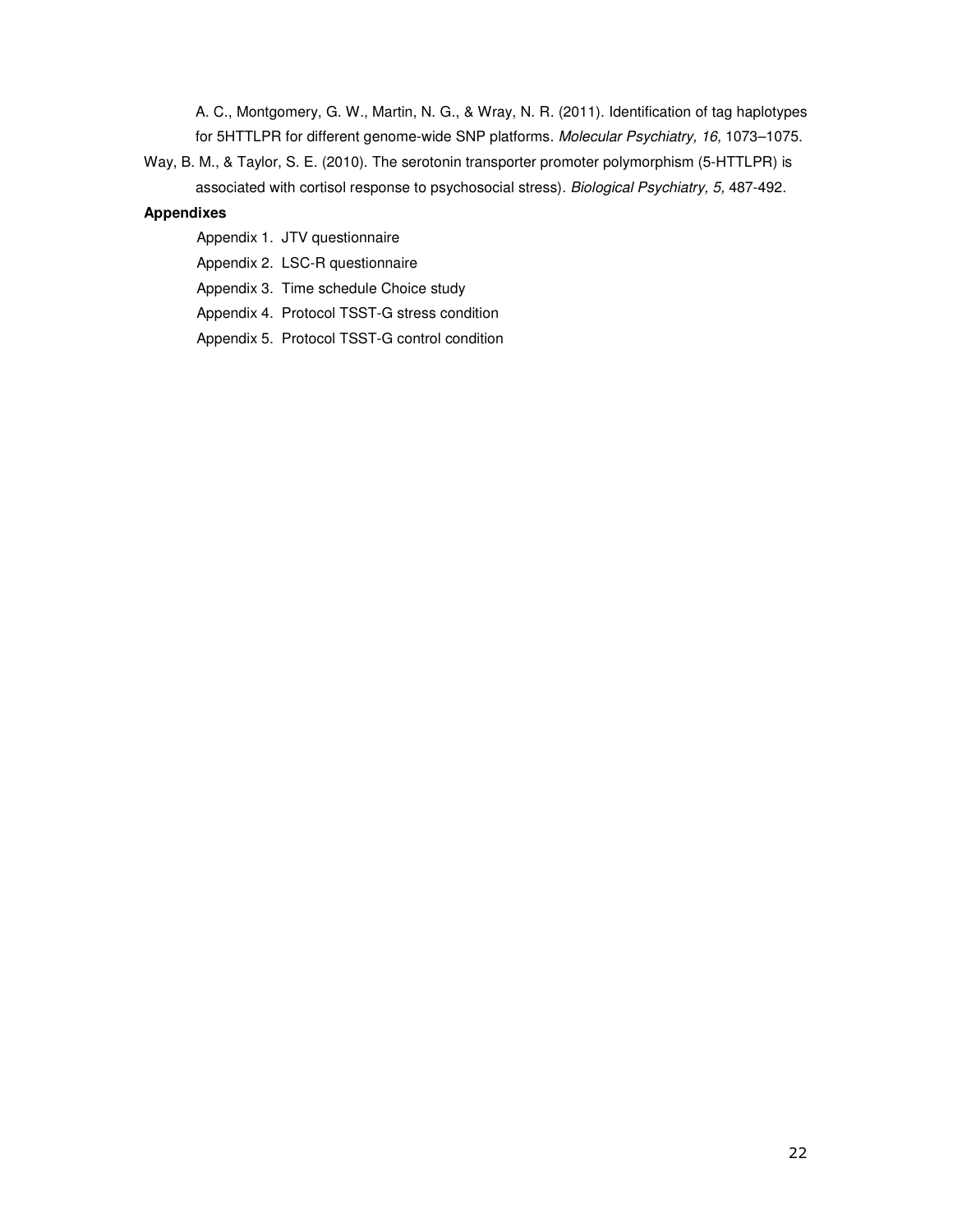A. C., Montgomery, G. W., Martin, N. G., & Wray, N. R. (2011). Identification of tag haplotypes for 5HTTLPR for different genome-wide SNP platforms. *Molecular Psychiatry, 16,* 1073–1075.

Way, B. M., & Taylor, S. E. (2010). The serotonin transporter promoter polymorphism (5-HTTLPR) is associated with cortisol response to psychosocial stress). *Biological Psychiatry, 5,* 487-492.

**Appendixes**

Appendix 1. JTV questionnaire

Appendix 2. LSC-R questionnaire

Appendix 3. Time schedule Choice study

Appendix 4. Protocol TSST-G stress condition

Appendix 5. Protocol TSST-G control condition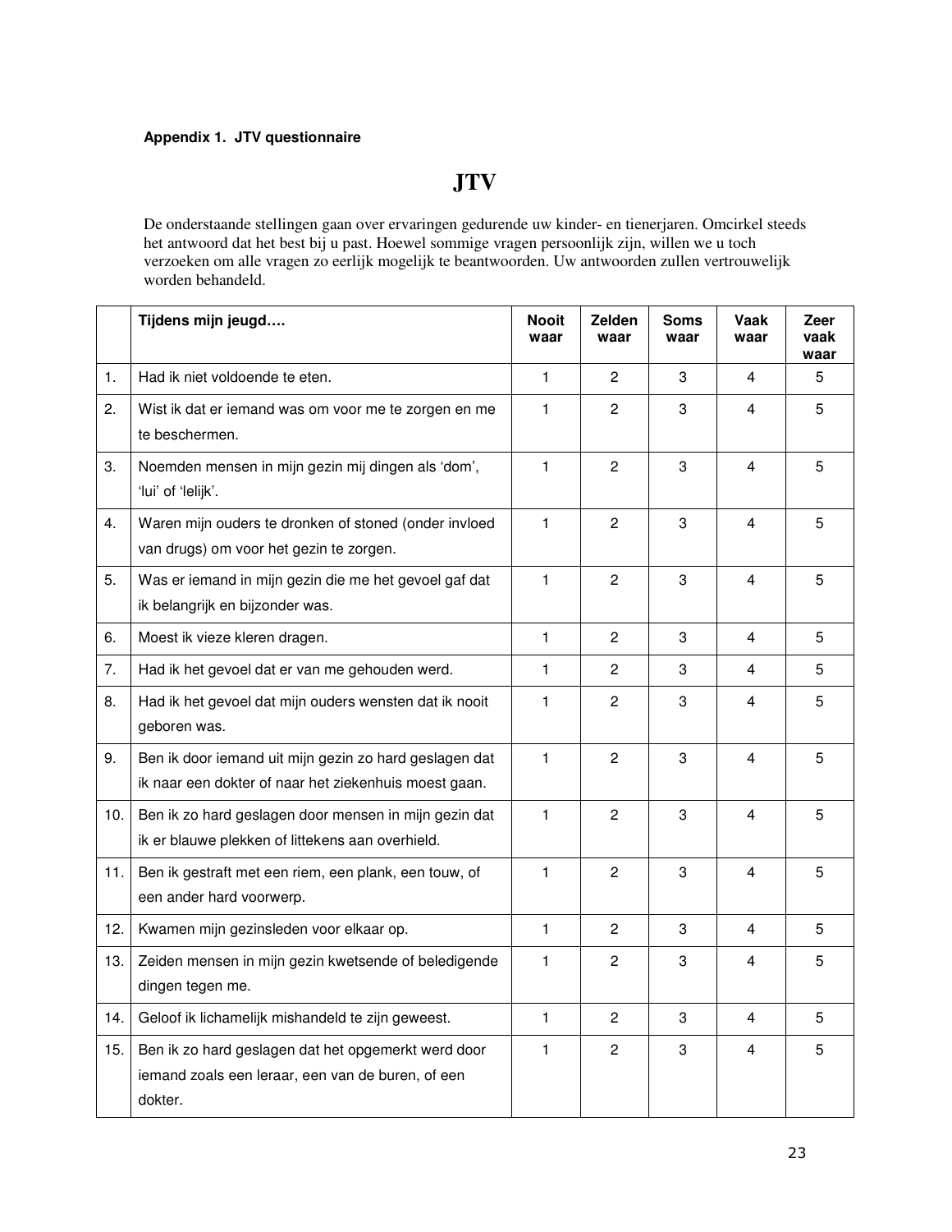**Appendix 1. JTV questionnaire**

# JTV

De onderstaande stellingen gaan over ervaringen gedurende uw kinder- en tienerjaren. Omcirkel steeds het antwoord dat het best bij u past. Hoewel sommige vragen persoonlijk zijn, willen we u toch verzoeken om alle vragen zo eerlijk mogelijk te beantwoorden. Uw antwoorden zullen vertrouwelijk worden behandeld.

| | **Tijdens mijn jeugd….** | **Nooit waar** | **Zelden waar** | **Soms waar** | **Vaak waar** | **Zeer vaak waar** |
|---|---|---|---|---|---|---|
| 1. | Had ik niet voldoende te eten. | 1 | 2 | 3 | 4 | 5 |
| 2. | Wist ik dat er iemand was om voor me te zorgen en me te beschermen. | 1 | 2 | 3 | 4 | 5 |
| 3. | Noemden mensen in mijn gezin mij dingen als 'dom', 'lui' of 'lelijk'. | 1 | 2 | 3 | 4 | 5 |
| 4. | Waren mijn ouders te dronken of stoned (onder invloed van drugs) om voor het gezin te zorgen. | 1 | 2 | 3 | 4 | 5 |
| 5. | Was er iemand in mijn gezin die me het gevoel gaf dat ik belangrijk en bijzonder was. | 1 | 2 | 3 | 4 | 5 |
| 6. | Moest ik vieze kleren dragen. | 1 | 2 | 3 | 4 | 5 |
| 7. | Had ik het gevoel dat er van me gehouden werd. | 1 | 2 | 3 | 4 | 5 |
| 8. | Had ik het gevoel dat mijn ouders wensten dat ik nooit geboren was. | 1 | 2 | 3 | 4 | 5 |
| 9. | Ben ik door iemand uit mijn gezin zo hard geslagen dat ik naar een dokter of naar het ziekenhuis moest gaan. | 1 | 2 | 3 | 4 | 5 |
| 10. | Ben ik zo hard geslagen door mensen in mijn gezin dat ik er blauwe plekken of littekens aan overhield. | 1 | 2 | 3 | 4 | 5 |
| 11. | Ben ik gestraft met een riem, een plank, een touw, of een ander hard voorwerp. | 1 | 2 | 3 | 4 | 5 |
| 12. | Kwamen mijn gezinsleden voor elkaar op. | 1 | 2 | 3 | 4 | 5 |
| 13. | Zeiden mensen in mijn gezin kwetsende of beledigende dingen tegen me. | 1 | 2 | 3 | 4 | 5 |
| 14. | Geloof ik lichamelijk mishandeld te zijn geweest. | 1 | 2 | 3 | 4 | 5 |
| 15. | Ben ik zo hard geslagen dat het opgemerkt werd door iemand zoals een leraar, een van de buren, of een dokter. | 1 | 2 | 3 | 4 | 5 |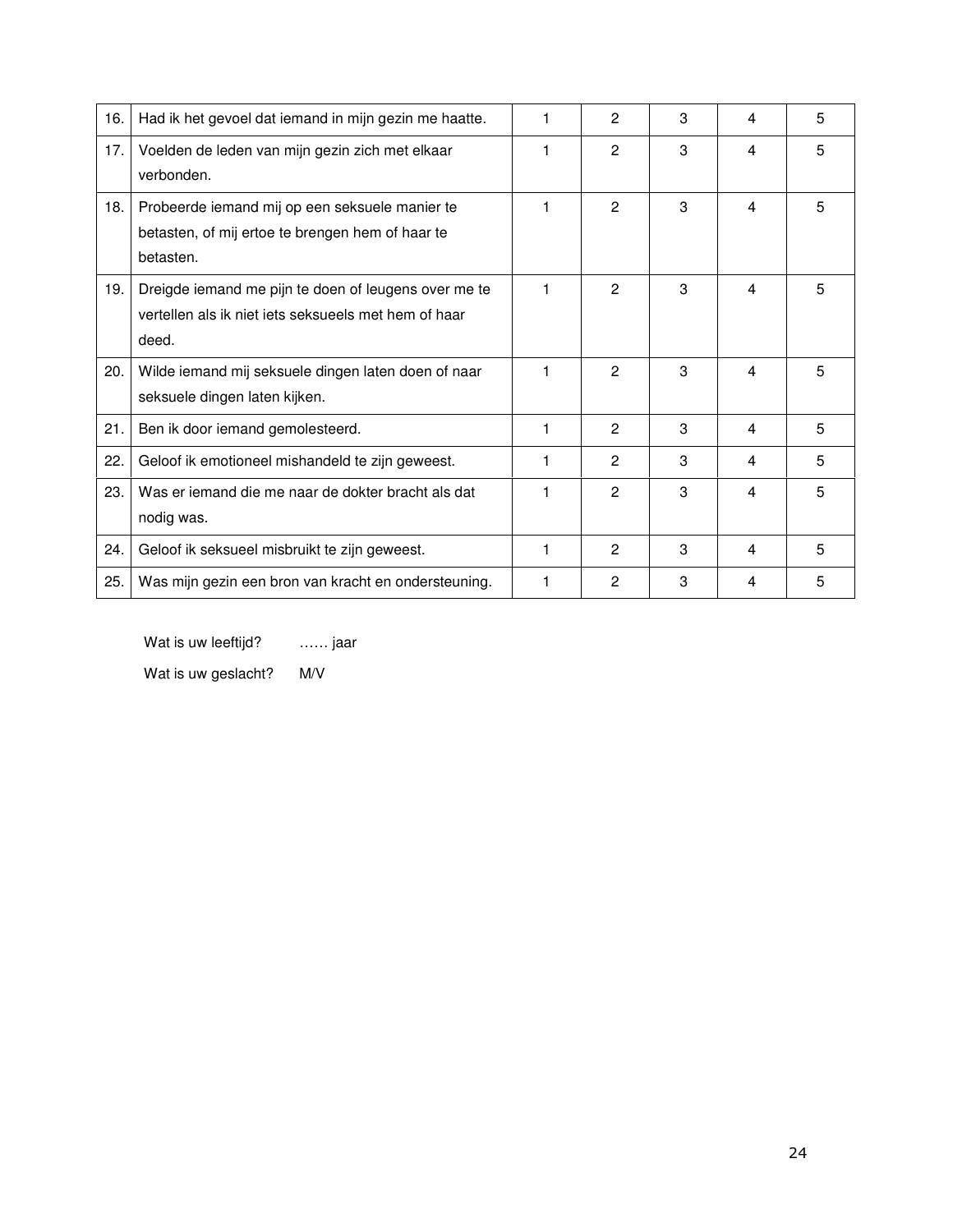| | | | | | | |
|---|---|---|---|---|---|---|
| 16. | Had ik het gevoel dat iemand in mijn gezin me haatte. | 1 | 2 | 3 | 4 | 5 |
| 17. | Voelden de leden van mijn gezin zich met elkaar verbonden. | 1 | 2 | 3 | 4 | 5 |
| 18. | Probeerde iemand mij op een seksuele manier te betasten, of mij ertoe te brengen hem of haar te betasten. | 1 | 2 | 3 | 4 | 5 |
| 19. | Dreigde iemand me pijn te doen of leugens over me te vertellen als ik niet iets seksueels met hem of haar deed. | 1 | 2 | 3 | 4 | 5 |
| 20. | Wilde iemand mij seksuele dingen laten doen of naar seksuele dingen laten kijken. | 1 | 2 | 3 | 4 | 5 |
| 21. | Ben ik door iemand gemolesteerd. | 1 | 2 | 3 | 4 | 5 |
| 22. | Geloof ik emotioneel mishandeld te zijn geweest. | 1 | 2 | 3 | 4 | 5 |
| 23. | Was er iemand die me naar de dokter bracht als dat nodig was. | 1 | 2 | 3 | 4 | 5 |
| 24. | Geloof ik seksueel misbruikt te zijn geweest. | 1 | 2 | 3 | 4 | 5 |
| 25. | Was mijn gezin een bron van kracht en ondersteuning. | 1 | 2 | 3 | 4 | 5 |

Wat is uw leeftijd? …… jaar

Wat is uw geslacht? M/V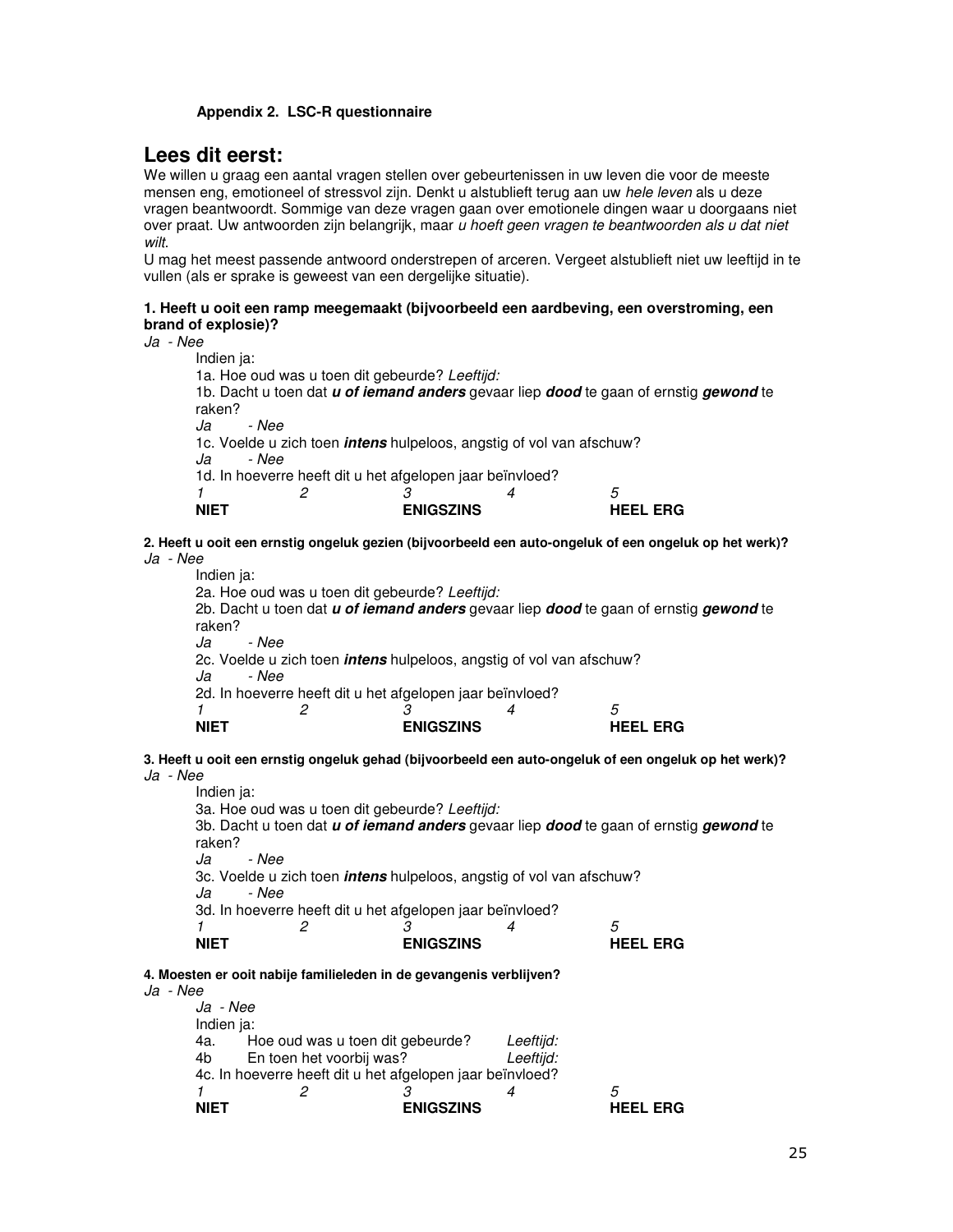**Appendix 2. LSC-R questionnaire**

## Lees dit eerst:

We willen u graag een aantal vragen stellen over gebeurtenissen in uw leven die voor de meeste mensen eng, emotioneel of stressvol zijn. Denkt u alstublieft terug aan uw *hele leven* als u deze vragen beantwoordt. Sommige van deze vragen gaan over emotionele dingen waar u doorgaans niet over praat. Uw antwoorden zijn belangrijk, maar *u hoeft geen vragen te beantwoorden als u dat niet wilt*.

U mag het meest passende antwoord onderstrepen of arceren. Vergeet alstublieft niet uw leeftijd in te vullen (als er sprake is geweest van een dergelijke situatie).

**1. Heeft u ooit een ramp meegemaakt (bijvoorbeeld een aardbeving, een overstroming, een brand of explosie)?**

*Ja - Nee*

Indien ja:

1a. Hoe oud was u toen dit gebeurde? *Leeftijd:*

1b. Dacht u toen dat ***u of iemand anders*** gevaar liep ***dood*** te gaan of ernstig ***gewond*** te raken?

*Ja - Nee*

1c. Voelde u zich toen ***intens*** hulpeloos, angstig of vol van afschuw?

*Ja - Nee*

1d. In hoeverre heeft dit u het afgelopen jaar beïnvloed?

| *1* | *2* | *3* | *4* | *5* |
|---|---|---|---|---|
| **NIET** | | **ENIGSZINS** | | **HEEL ERG** |

**2. Heeft u ooit een ernstig ongeluk gezien (bijvoorbeeld een auto-ongeluk of een ongeluk op het werk)?**

*Ja - Nee*

Indien ja:

2a. Hoe oud was u toen dit gebeurde? *Leeftijd:*

2b. Dacht u toen dat ***u of iemand anders*** gevaar liep ***dood*** te gaan of ernstig ***gewond*** te raken?

*Ja - Nee*

2c. Voelde u zich toen ***intens*** hulpeloos, angstig of vol van afschuw?

*Ja - Nee*

2d. In hoeverre heeft dit u het afgelopen jaar beïnvloed?

| *1* | *2* | *3* | *4* | *5* |
|---|---|---|---|---|
| **NIET** | | **ENIGSZINS** | | **HEEL ERG** |

**3. Heeft u ooit een ernstig ongeluk gehad (bijvoorbeeld een auto-ongeluk of een ongeluk op het werk)?**

*Ja - Nee*

Indien ja:

3a. Hoe oud was u toen dit gebeurde? *Leeftijd:*

3b. Dacht u toen dat ***u of iemand anders*** gevaar liep ***dood*** te gaan of ernstig ***gewond*** te raken?

*Ja - Nee*

3c. Voelde u zich toen ***intens*** hulpeloos, angstig of vol van afschuw?

*Ja - Nee*

3d. In hoeverre heeft dit u het afgelopen jaar beïnvloed?

| *1* | *2* | *3* | *4* | *5* |
|---|---|---|---|---|
| **NIET** | | **ENIGSZINS** | | **HEEL ERG** |

**4. Moesten er ooit nabije familieleden in de gevangenis verblijven?**

*Ja - Nee*

*Ja - Nee*

Indien ja:

4a. Hoe oud was u toen dit gebeurde? *Leeftijd:*

4b En toen het voorbij was? *Leeftijd:*

4c. In hoeverre heeft dit u het afgelopen jaar beïnvloed?

| *1* | *2* | *3* | *4* | *5* |
|---|---|---|---|---|
| **NIET** | | **ENIGSZINS** | | **HEEL ERG** |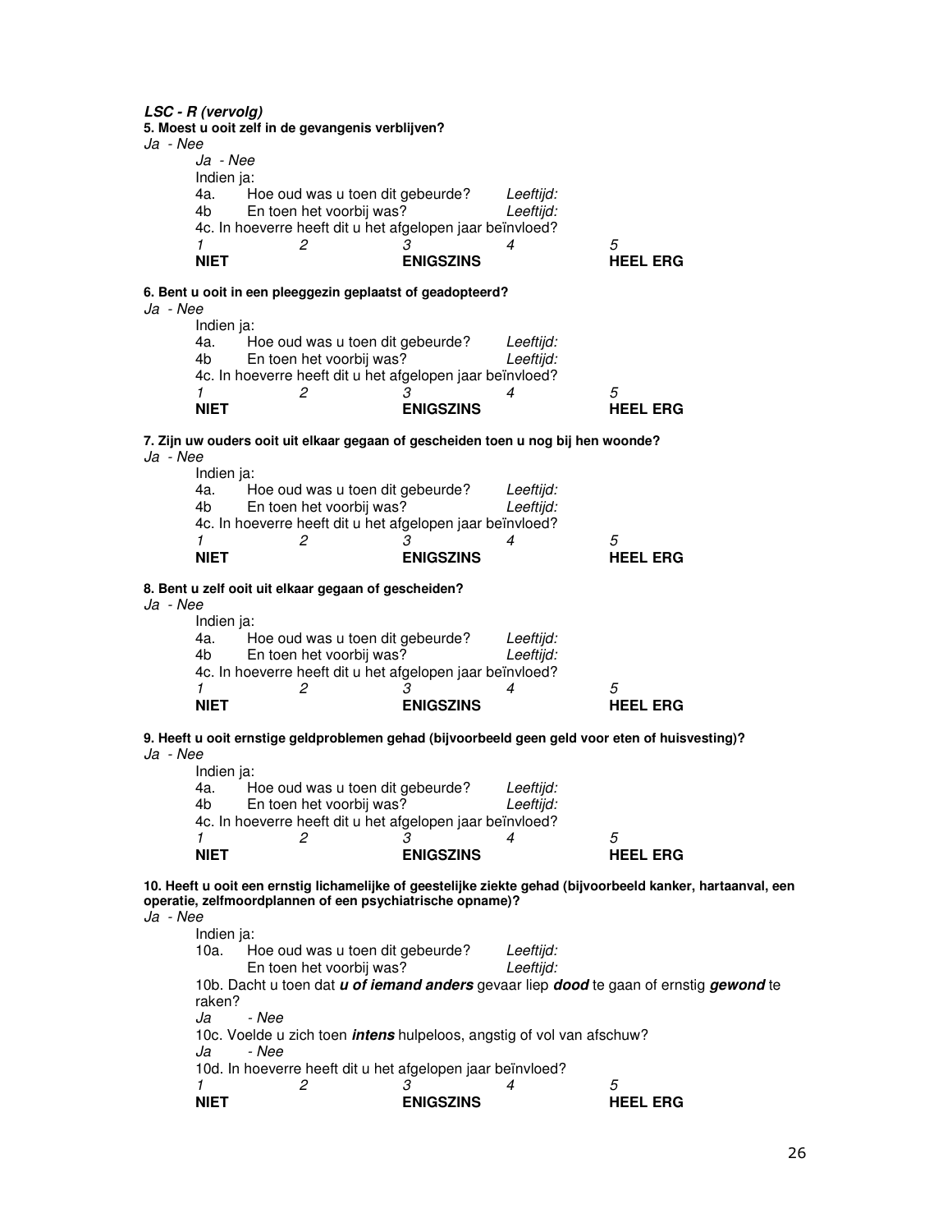***LSC - R (vervolg)***

**5. Moest u ooit zelf in de gevangenis verblijven?**

*Ja - Nee*

*Ja - Nee*

Indien ja:

4a. Hoe oud was u toen dit gebeurde? *Leeftijd:*

4b En toen het voorbij was? *Leeftijd:*

4c. In hoeverre heeft dit u het afgelopen jaar beïnvloed?

| *1* | *2* | *3* | *4* | *5* |
|---|---|---|---|---|
| **NIET** | | **ENIGSZINS** | | **HEEL ERG** |

**6. Bent u ooit in een pleeggezin geplaatst of geadopteerd?**

*Ja - Nee*

Indien ja:

4a. Hoe oud was u toen dit gebeurde? *Leeftijd:*

4b En toen het voorbij was? *Leeftijd:*

4c. In hoeverre heeft dit u het afgelopen jaar beïnvloed?

| *1* | *2* | *3* | *4* | *5* |
|---|---|---|---|---|
| **NIET** | | **ENIGSZINS** | | **HEEL ERG** |

**7. Zijn uw ouders ooit uit elkaar gegaan of gescheiden toen u nog bij hen woonde?**

*Ja - Nee*

Indien ja:

4a. Hoe oud was u toen dit gebeurde? *Leeftijd:*

4b En toen het voorbij was? *Leeftijd:*

4c. In hoeverre heeft dit u het afgelopen jaar beïnvloed?

| *1* | *2* | *3* | *4* | *5* |
|---|---|---|---|---|
| **NIET** | | **ENIGSZINS** | | **HEEL ERG** |

**8. Bent u zelf ooit uit elkaar gegaan of gescheiden?**

*Ja - Nee*

Indien ja:

4a. Hoe oud was u toen dit gebeurde? *Leeftijd:*

4b En toen het voorbij was? *Leeftijd:*

4c. In hoeverre heeft dit u het afgelopen jaar beïnvloed?

| *1* | *2* | *3* | *4* | *5* |
|---|---|---|---|---|
| **NIET** | | **ENIGSZINS** | | **HEEL ERG** |

**9. Heeft u ooit ernstige geldproblemen gehad (bijvoorbeeld geen geld voor eten of huisvesting)?**

*Ja - Nee*

Indien ja:

4a. Hoe oud was u toen dit gebeurde? *Leeftijd:*

4b En toen het voorbij was? *Leeftijd:*

4c. In hoeverre heeft dit u het afgelopen jaar beïnvloed?

| *1* | *2* | *3* | *4* | *5* |
|---|---|---|---|---|
| **NIET** | | **ENIGSZINS** | | **HEEL ERG** |

**10. Heeft u ooit een ernstig lichamelijke of geestelijke ziekte gehad (bijvoorbeeld kanker, hartaanval, een operatie, zelfmoordplannen of een psychiatrische opname)?**

*Ja - Nee*

Indien ja:

10a. Hoe oud was u toen dit gebeurde? *Leeftijd:*

En toen het voorbij was? *Leeftijd:*

10b. Dacht u toen dat ***u of iemand anders*** gevaar liep ***dood*** te gaan of ernstig ***gewond*** te raken?

*Ja - Nee*

10c. Voelde u zich toen ***intens*** hulpeloos, angstig of vol van afschuw?

*Ja - Nee*

10d. In hoeverre heeft dit u het afgelopen jaar beïnvloed?

| *1* | *2* | *3* | *4* | *5* |
|---|---|---|---|---|
| **NIET** | | **ENIGSZINS** | | **HEEL ERG** |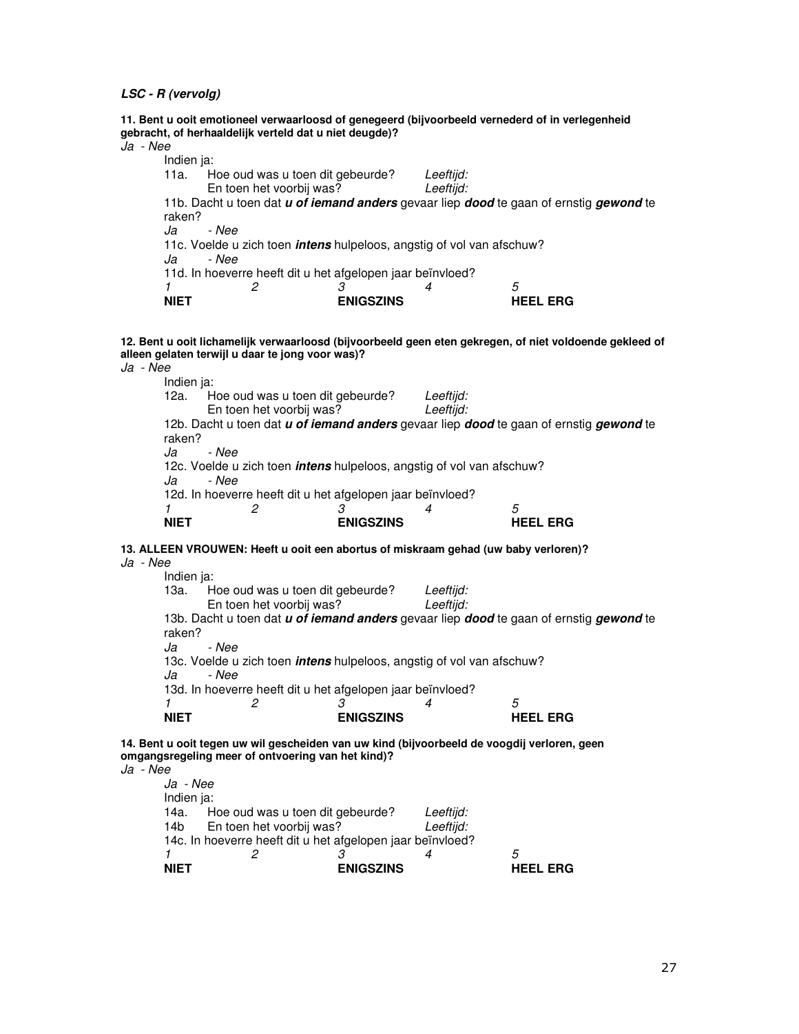***LSC - R (vervolg)***

**11. Bent u ooit emotioneel verwaarloosd of genegeerd (bijvoorbeeld vernederd of in verlegenheid gebracht, of herhaaldelijk verteld dat u niet deugde)?**

*Ja - Nee*

Indien ja:

11a. Hoe oud was u toen dit gebeurde? *Leeftijd:*
En toen het voorbij was? *Leeftijd:*

11b. Dacht u toen dat ***u of iemand anders*** gevaar liep ***dood*** te gaan of ernstig ***gewond*** te raken?

*Ja - Nee*

11c. Voelde u zich toen ***intens*** hulpeloos, angstig of vol van afschuw?

*Ja - Nee*

11d. In hoeverre heeft dit u het afgelopen jaar beïnvloed?

| *1* | *2* | *3* | *4* | *5* |
|---|---|---|---|---|
| **NIET** | | **ENIGSZINS** | | **HEEL ERG** |

**12. Bent u ooit lichamelijk verwaarloosd (bijvoorbeeld geen eten gekregen, of niet voldoende gekleed of alleen gelaten terwijl u daar te jong voor was)?**

*Ja - Nee*

Indien ja:

12a. Hoe oud was u toen dit gebeurde? *Leeftijd:*
En toen het voorbij was? *Leeftijd:*

12b. Dacht u toen dat ***u of iemand anders*** gevaar liep ***dood*** te gaan of ernstig ***gewond*** te raken?

*Ja - Nee*

12c. Voelde u zich toen ***intens*** hulpeloos, angstig of vol van afschuw?

*Ja - Nee*

12d. In hoeverre heeft dit u het afgelopen jaar beïnvloed?

| *1* | *2* | *3* | *4* | *5* |
|---|---|---|---|---|
| **NIET** | | **ENIGSZINS** | | **HEEL ERG** |

**13. ALLEEN VROUWEN: Heeft u ooit een abortus of miskraam gehad (uw baby verloren)?**

*Ja - Nee*

Indien ja:

13a. Hoe oud was u toen dit gebeurde? *Leeftijd:*
En toen het voorbij was? *Leeftijd:*

13b. Dacht u toen dat ***u of iemand anders*** gevaar liep ***dood*** te gaan of ernstig ***gewond*** te raken?

*Ja - Nee*

13c. Voelde u zich toen ***intens*** hulpeloos, angstig of vol van afschuw?

*Ja - Nee*

13d. In hoeverre heeft dit u het afgelopen jaar beïnvloed?

| *1* | *2* | *3* | *4* | *5* |
|---|---|---|---|---|
| **NIET** | | **ENIGSZINS** | | **HEEL ERG** |

**14. Bent u ooit tegen uw wil gescheiden van uw kind (bijvoorbeeld de voogdij verloren, geen omgangsregeling meer of ontvoering van het kind)?**

*Ja - Nee*

*Ja - Nee*

Indien ja:

14a. Hoe oud was u toen dit gebeurde? *Leeftijd:*

14b En toen het voorbij was? *Leeftijd:*

14c. In hoeverre heeft dit u het afgelopen jaar beïnvloed?

| *1* | *2* | *3* | *4* | *5* |
|---|---|---|---|---|
| **NIET** | | **ENIGSZINS** | | **HEEL ERG** |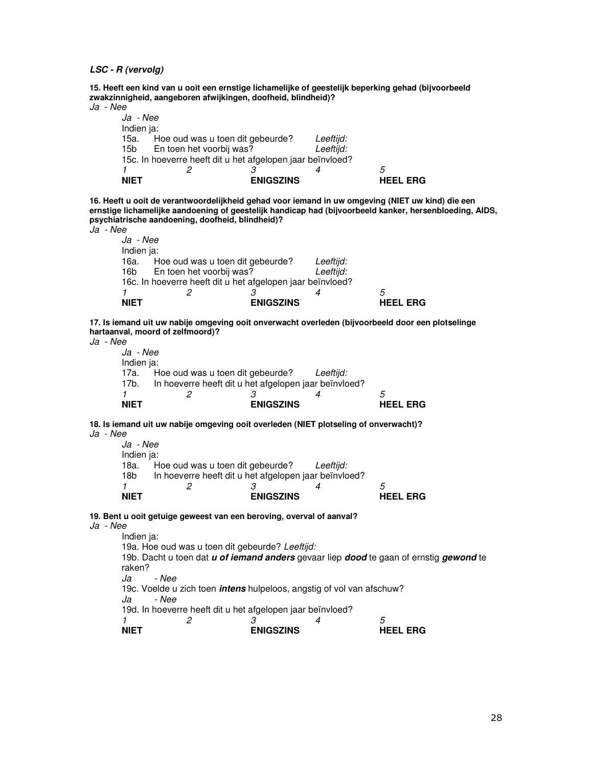***LSC - R (vervolg)***

**15. Heeft een kind van u ooit een ernstige lichamelijke of geestelijk beperking gehad (bijvoorbeeld zwakzinnigheid, aangeboren afwijkingen, doofheid, blindheid)?**

*Ja - Nee*

*Ja - Nee*

Indien ja:

15a. Hoe oud was u toen dit gebeurde? *Leeftijd:*

15b En toen het voorbij was? *Leeftijd:*

15c. In hoeverre heeft dit u het afgelopen jaar beïnvloed?

| *1* | *2* | *3* | *4* | *5* |
|---|---|---|---|---|
| **NIET** | | **ENIGSZINS** | | **HEEL ERG** |

**16. Heeft u ooit de verantwoordelijkheid gehad voor iemand in uw omgeving (NIET uw kind) die een ernstige lichamelijke aandoening of geestelijk handicap had (bijvoorbeeld kanker, hersenbloeding, AIDS, psychiatrische aandoening, doofheid, blindheid)?**

*Ja - Nee*

*Ja - Nee*

Indien ja:

16a. Hoe oud was u toen dit gebeurde? *Leeftijd:*

16b En toen het voorbij was? *Leeftijd:*

16c. In hoeverre heeft dit u het afgelopen jaar beïnvloed?

| *1* | *2* | *3* | *4* | *5* |
|---|---|---|---|---|
| **NIET** | | **ENIGSZINS** | | **HEEL ERG** |

**17. Is iemand uit uw nabije omgeving ooit onverwacht overleden (bijvoorbeeld door een plotselinge hartaanval, moord of zelfmoord)?**

*Ja - Nee*

*Ja - Nee*

Indien ja:

17a. Hoe oud was u toen dit gebeurde? *Leeftijd:*

17b. In hoeverre heeft dit u het afgelopen jaar beïnvloed?

| *1* | *2* | *3* | *4* | *5* |
|---|---|---|---|---|
| **NIET** | | **ENIGSZINS** | | **HEEL ERG** |

**18. Is iemand uit uw nabije omgeving ooit overleden (NIET plotseling of onverwacht)?**

*Ja - Nee*

*Ja - Nee*

Indien ja:

18a. Hoe oud was u toen dit gebeurde? *Leeftijd:*

18b In hoeverre heeft dit u het afgelopen jaar beïnvloed?

| *1* | *2* | *3* | *4* | *5* |
|---|---|---|---|---|
| **NIET** | | **ENIGSZINS** | | **HEEL ERG** |

**19. Bent u ooit getuige geweest van een beroving, overval of aanval?**

*Ja - Nee*

Indien ja:

19a. Hoe oud was u toen dit gebeurde? *Leeftijd:*

19b. Dacht u toen dat ***u of iemand anders*** gevaar liep ***dood*** te gaan of ernstig ***gewond*** te raken?

*Ja - Nee*

19c. Voelde u zich toen ***intens*** hulpeloos, angstig of vol van afschuw?

*Ja - Nee*

19d. In hoeverre heeft dit u het afgelopen jaar beïnvloed?

| *1* | *2* | *3* | *4* | *5* |
|---|---|---|---|---|
| **NIET** | | **ENIGSZINS** | | **HEEL ERG** |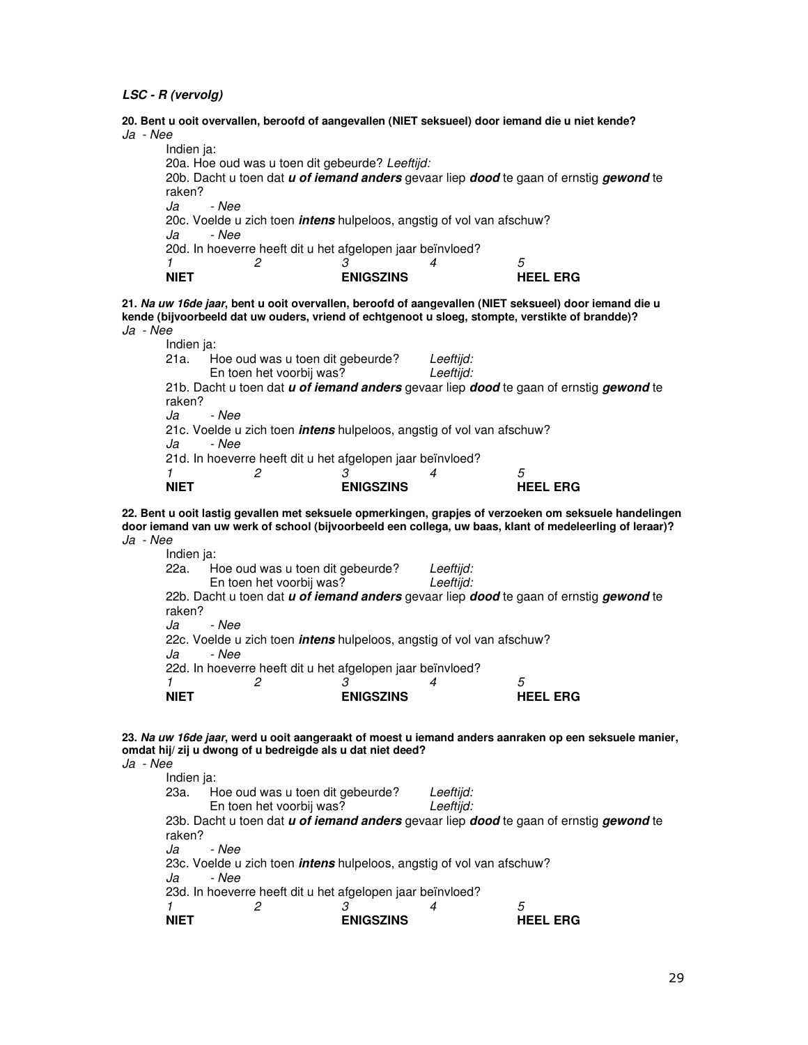***LSC - R (vervolg)***

**20. Bent u ooit overvallen, beroofd of aangevallen (NIET seksueel) door iemand die u niet kende?**
*Ja - Nee*

Indien ja:
20a. Hoe oud was u toen dit gebeurde? *Leeftijd:*
20b. Dacht u toen dat ***u of iemand anders*** gevaar liep ***dood*** te gaan of ernstig ***gewond*** te raken?
*Ja - Nee*
20c. Voelde u zich toen ***intens*** hulpeloos, angstig of vol van afschuw?
*Ja - Nee*
20d. In hoeverre heeft dit u het afgelopen jaar beïnvloed?

| *1* | *2* | *3* | *4* | *5* |
|---|---|---|---|---|
| **NIET** | | **ENIGSZINS** | | **HEEL ERG** |

**21. *Na uw 16de jaar*, bent u ooit overvallen, beroofd of aangevallen (NIET seksueel) door iemand die u kende (bijvoorbeeld dat uw ouders, vriend of echtgenoot u sloeg, stompte, verstikte of brandde)?**
*Ja - Nee*

Indien ja:
21a. Hoe oud was u toen dit gebeurde? *Leeftijd:*
En toen het voorbij was? *Leeftijd:*
21b. Dacht u toen dat ***u of iemand anders*** gevaar liep ***dood*** te gaan of ernstig ***gewond*** te raken?
*Ja - Nee*
21c. Voelde u zich toen ***intens*** hulpeloos, angstig of vol van afschuw?
*Ja - Nee*
21d. In hoeverre heeft dit u het afgelopen jaar beïnvloed?

| *1* | *2* | *3* | *4* | *5* |
|---|---|---|---|---|
| **NIET** | | **ENIGSZINS** | | **HEEL ERG** |

**22. Bent u ooit lastig gevallen met seksuele opmerkingen, grapjes of verzoeken om seksuele handelingen door iemand van uw werk of school (bijvoorbeeld een collega, uw baas, klant of medeleerling of leraar)?**
*Ja - Nee*

Indien ja:
22a. Hoe oud was u toen dit gebeurde? *Leeftijd:*
En toen het voorbij was? *Leeftijd:*
22b. Dacht u toen dat ***u of iemand anders*** gevaar liep ***dood*** te gaan of ernstig ***gewond*** te raken?
*Ja - Nee*
22c. Voelde u zich toen ***intens*** hulpeloos, angstig of vol van afschuw?
*Ja - Nee*
22d. In hoeverre heeft dit u het afgelopen jaar beïnvloed?

| *1* | *2* | *3* | *4* | *5* |
|---|---|---|---|---|
| **NIET** | | **ENIGSZINS** | | **HEEL ERG** |

**23. *Na uw 16de jaar*, werd u ooit aangeraakt of moest u iemand anders aanraken op een seksuele manier, omdat hij/ zij u dwong of u bedreigde als u dat niet deed?**
*Ja - Nee*

Indien ja:
23a. Hoe oud was u toen dit gebeurde? *Leeftijd:*
En toen het voorbij was? *Leeftijd:*
23b. Dacht u toen dat ***u of iemand anders*** gevaar liep ***dood*** te gaan of ernstig ***gewond*** te raken?
*Ja - Nee*
23c. Voelde u zich toen ***intens*** hulpeloos, angstig of vol van afschuw?
*Ja - Nee*
23d. In hoeverre heeft dit u het afgelopen jaar beïnvloed?

| *1* | *2* | *3* | *4* | *5* |
|---|---|---|---|---|
| **NIET** | | **ENIGSZINS** | | **HEEL ERG** |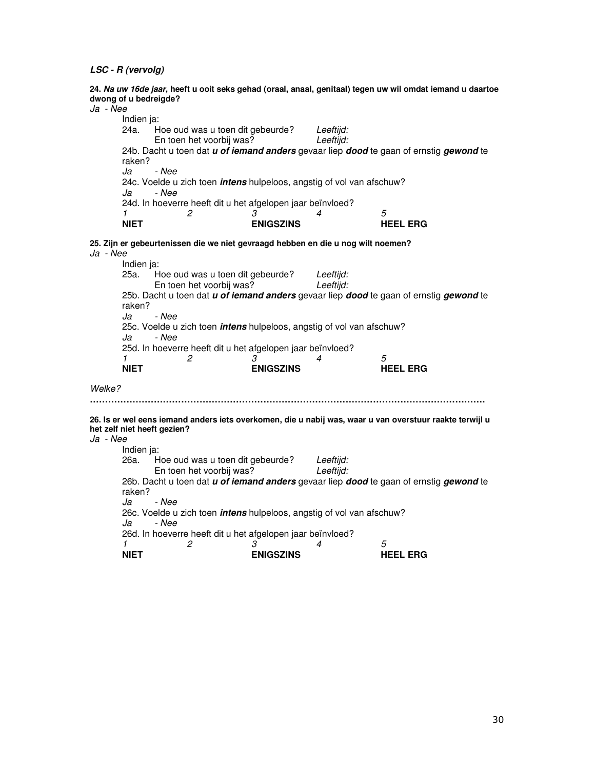***LSC - R (vervolg)***

**24. *Na uw 16de jaar*, heeft u ooit seks gehad (oraal, anaal, genitaal) tegen uw wil omdat iemand u daartoe dwong of u bedreigde?**

*Ja - Nee*

Indien ja:

24a. Hoe oud was u toen dit gebeurde? *Leeftijd:*
En toen het voorbij was? *Leeftijd:*

24b. Dacht u toen dat ***u of iemand anders*** gevaar liep ***dood*** te gaan of ernstig ***gewond*** te raken?

*Ja - Nee*

24c. Voelde u zich toen ***intens*** hulpeloos, angstig of vol van afschuw?

*Ja - Nee*

24d. In hoeverre heeft dit u het afgelopen jaar beïnvloed?

| *1* | *2* | *3* | *4* | *5* |
|---|---|---|---|---|
| **NIET** | | **ENIGSZINS** | | **HEEL ERG** |

**25. Zijn er gebeurtenissen die we niet gevraagd hebben en die u nog wilt noemen?**

*Ja - Nee*

Indien ja:

25a. Hoe oud was u toen dit gebeurde? *Leeftijd:*
En toen het voorbij was? *Leeftijd:*

25b. Dacht u toen dat ***u of iemand anders*** gevaar liep ***dood*** te gaan of ernstig ***gewond*** te raken?

*Ja - Nee*

25c. Voelde u zich toen ***intens*** hulpeloos, angstig of vol van afschuw?

*Ja - Nee*

25d. In hoeverre heeft dit u het afgelopen jaar beïnvloed?

| *1* | *2* | *3* | *4* | *5* |
|---|---|---|---|---|
| **NIET** | | **ENIGSZINS** | | **HEEL ERG** |

*Welke?*

**……………………………………………………………………………………………………………………**

**26. Is er wel eens iemand anders iets overkomen, die u nabij was, waar u van overstuur raakte terwijl u het zelf niet heeft gezien?**

*Ja - Nee*

Indien ja:

26a. Hoe oud was u toen dit gebeurde? *Leeftijd:*
En toen het voorbij was? *Leeftijd:*

26b. Dacht u toen dat ***u of iemand anders*** gevaar liep ***dood*** te gaan of ernstig ***gewond*** te raken?

*Ja - Nee*

26c. Voelde u zich toen ***intens*** hulpeloos, angstig of vol van afschuw?

*Ja - Nee*

26d. In hoeverre heeft dit u het afgelopen jaar beïnvloed?

| *1* | *2* | *3* | *4* | *5* |
|---|---|---|---|---|
| **NIET** | | **ENIGSZINS** | | **HEEL ERG** |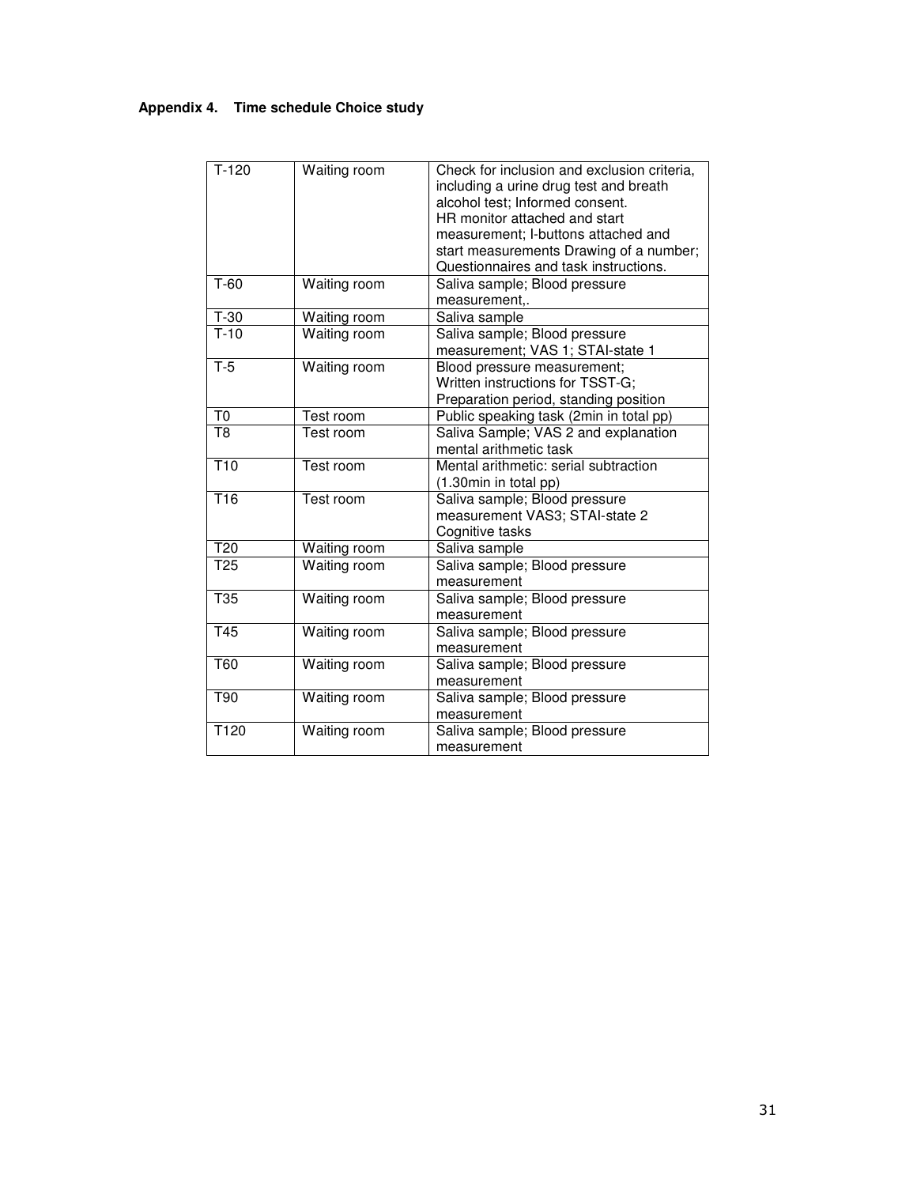**Appendix 4. Time schedule Choice study**

| | | |
|---|---|---|
| T-120 | Waiting room | Check for inclusion and exclusion criteria, including a urine drug test and breath alcohol test; Informed consent. HR monitor attached and start measurement; I-buttons attached and start measurements Drawing of a number; Questionnaires and task instructions. |
| T-60 | Waiting room | Saliva sample; Blood pressure measurement,. |
| T-30 | Waiting room | Saliva sample |
| T-10 | Waiting room | Saliva sample; Blood pressure measurement; VAS 1; STAI-state 1 |
| T-5 | Waiting room | Blood pressure measurement; Written instructions for TSST-G; Preparation period, standing position |
| T0 | Test room | Public speaking task (2min in total pp) |
| T8 | Test room | Saliva Sample; VAS 2 and explanation mental arithmetic task |
| T10 | Test room | Mental arithmetic: serial subtraction (1.30min in total pp) |
| T16 | Test room | Saliva sample; Blood pressure measurement VAS3; STAI-state 2 Cognitive tasks |
| T20 | Waiting room | Saliva sample |
| T25 | Waiting room | Saliva sample; Blood pressure measurement |
| T35 | Waiting room | Saliva sample; Blood pressure measurement |
| T45 | Waiting room | Saliva sample; Blood pressure measurement |
| T60 | Waiting room | Saliva sample; Blood pressure measurement |
| T90 | Waiting room | Saliva sample; Blood pressure measurement |
| T120 | Waiting room | Saliva sample; Blood pressure measurement |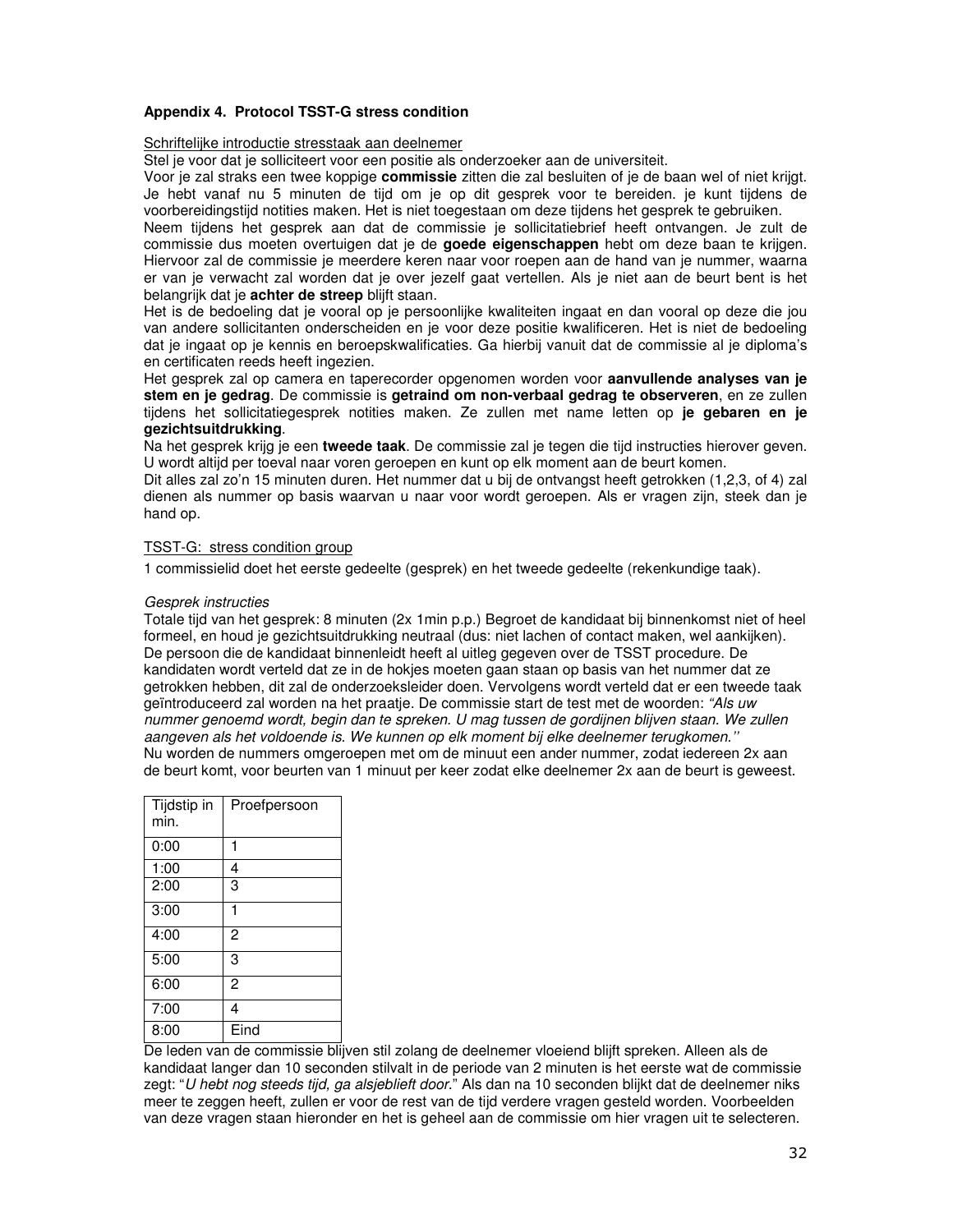### Appendix 4. Protocol TSST-G stress condition

Schriftelijke introductie stresstaak aan deelnemer

Stel je voor dat je solliciteert voor een positie als onderzoeker aan de universiteit.

Voor je zal straks een twee koppige **commissie** zitten die zal besluiten of je de baan wel of niet krijgt. Je hebt vanaf nu 5 minuten de tijd om je op dit gesprek voor te bereiden. je kunt tijdens de voorbereidingstijd notities maken. Het is niet toegestaan om deze tijdens het gesprek te gebruiken.

Neem tijdens het gesprek aan dat de commissie je sollicitatiebrief heeft ontvangen. Je zult de commissie dus moeten overtuigen dat je de **goede eigenschappen** hebt om deze baan te krijgen. Hiervoor zal de commissie je meerdere keren naar voor roepen aan de hand van je nummer, waarna er van je verwacht zal worden dat je over jezelf gaat vertellen. Als je niet aan de beurt bent is het belangrijk dat je **achter de streep** blijft staan.

Het is de bedoeling dat je vooral op je persoonlijke kwaliteiten ingaat en dan vooral op deze die jou van andere sollicitanten onderscheiden en je voor deze positie kwalificeren. Het is niet de bedoeling dat je ingaat op je kennis en beroepskwalificaties. Ga hierbij vanuit dat de commissie al je diploma's en certificaten reeds heeft ingezien.

Het gesprek zal op camera en taperecorder opgenomen worden voor **aanvullende analyses van je stem en je gedrag**. De commissie is **getraind om non-verbaal gedrag te observeren**, en ze zullen tijdens het sollicitatiegesprek notities maken. Ze zullen met name letten op **je gebaren en je gezichtsuitdrukking**.

Na het gesprek krijg je een **tweede taak**. De commissie zal je tegen die tijd instructies hierover geven. U wordt altijd per toeval naar voren geroepen en kunt op elk moment aan de beurt komen.

Dit alles zal zo'n 15 minuten duren. Het nummer dat u bij de ontvangst heeft getrokken (1,2,3, of 4) zal dienen als nummer op basis waarvan u naar voor wordt geroepen. Als er vragen zijn, steek dan je hand op.

TSST-G: stress condition group

1 commissielid doet het eerste gedeelte (gesprek) en het tweede gedeelte (rekenkundige taak).

*Gesprek instructies*

Totale tijd van het gesprek: 8 minuten (2x 1min p.p.) Begroet de kandidaat bij binnenkomst niet of heel formeel, en houd je gezichtsuitdrukking neutraal (dus: niet lachen of contact maken, wel aankijken). De persoon die de kandidaat binnenleidt heeft al uitleg gegeven over de TSST procedure. De kandidaten wordt verteld dat ze in de hokjes moeten gaan staan op basis van het nummer dat ze getrokken hebben, dit zal de onderzoeksleider doen. Vervolgens wordt verteld dat er een tweede taak geïntroduceerd zal worden na het praatje. De commissie start de test met de woorden: *"Als uw nummer genoemd wordt, begin dan te spreken. U mag tussen de gordijnen blijven staan. We zullen aangeven als het voldoende is. We kunnen op elk moment bij elke deelnemer terugkomen."*

Nu worden de nummers omgeroepen met om de minuut een ander nummer, zodat iedereen 2x aan de beurt komt, voor beurten van 1 minuut per keer zodat elke deelnemer 2x aan de beurt is geweest.

| Tijdstip in min. | Proefpersoon |
|---|---|
| 0:00 | 1 |
| 1:00 | 4 |
| 2:00 | 3 |
| 3:00 | 1 |
| 4:00 | 2 |
| 5:00 | 3 |
| 6:00 | 2 |
| 7:00 | 4 |
| 8:00 | Eind |

De leden van de commissie blijven stil zolang de deelnemer vloeiend blijft spreken. Alleen als de kandidaat langer dan 10 seconden stilvalt in de periode van 2 minuten is het eerste wat de commissie zegt: "*U hebt nog steeds tijd, ga alsjeblieft door.*" Als dan na 10 seconden blijkt dat de deelnemer niks meer te zeggen heeft, zullen er voor de rest van de tijd verdere vragen gesteld worden. Voorbeelden van deze vragen staan hieronder en het is geheel aan de commissie om hier vragen uit te selecteren.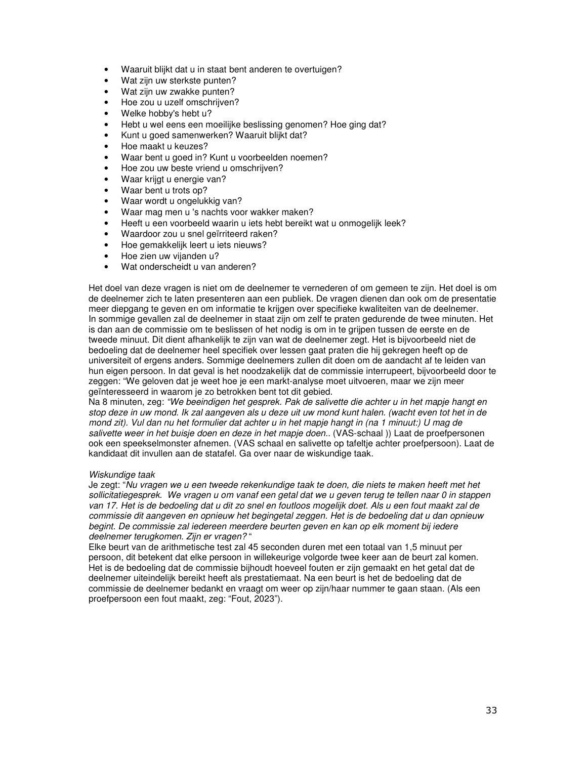- Waaruit blijkt dat u in staat bent anderen te overtuigen?
- Wat zijn uw sterkste punten?
- Wat zijn uw zwakke punten?
- Hoe zou u uzelf omschrijven?
- Welke hobby's hebt u?
- Hebt u wel eens een moeilijke beslissing genomen? Hoe ging dat?
- Kunt u goed samenwerken? Waaruit blijkt dat?
- Hoe maakt u keuzes?
- Waar bent u goed in? Kunt u voorbeelden noemen?
- Hoe zou uw beste vriend u omschrijven?
- Waar krijgt u energie van?
- Waar bent u trots op?
- Waar wordt u ongelukkig van?
- Waar mag men u 's nachts voor wakker maken?
- Heeft u een voorbeeld waarin u iets hebt bereikt wat u onmogelijk leek?
- Waardoor zou u snel geïrriteerd raken?
- Hoe gemakkelijk leert u iets nieuws?
- Hoe zien uw vijanden u?
- Wat onderscheidt u van anderen?

Het doel van deze vragen is niet om de deelnemer te vernederen of om gemeen te zijn. Het doel is om de deelnemer zich te laten presenteren aan een publiek. De vragen dienen dan ook om de presentatie meer diepgang te geven en om informatie te krijgen over specifieke kwaliteiten van de deelnemer.
In sommige gevallen zal de deelnemer in staat zijn om zelf te praten gedurende de twee minuten. Het is dan aan de commissie om te beslissen of het nodig is om in te grijpen tussen de eerste en de tweede minuut. Dit dient afhankelijk te zijn van wat de deelnemer zegt. Het is bijvoorbeeld niet de bedoeling dat de deelnemer heel specifiek over lessen gaat praten die hij gekregen heeft op de universiteit of ergens anders. Sommige deelnemers zullen dit doen om de aandacht af te leiden van hun eigen persoon. In dat geval is het noodzakelijk dat de commissie interrupeert, bijvoorbeeld door te zeggen: "We geloven dat je weet hoe je een markt-analyse moet uitvoeren, maar we zijn meer geïnteresseerd in waarom je zo betrokken bent tot dit gebied.
Na 8 minuten, zeg: *"We beeindigen het gesprek. Pak de salivette die achter u in het mapje hangt en stop deze in uw mond. Ik zal aangeven als u deze uit uw mond kunt halen. (wacht even tot het in de mond zit). Vul dan nu het formulier dat achter u in het mapje hangt in (na 1 minuut:) U mag de salivette weer in het buisje doen en deze in het mapje doen..* (VAS-schaal )) Laat de proefpersonen ook een speekselmonster afnemen. (VAS schaal en salivette op tafeltje achter proefpersoon). Laat de kandidaat dit invullen aan de statafel. Ga over naar de wiskundige taak.

*Wiskundige taak*

Je zegt: "*Nu vragen we u een tweede rekenkundige taak te doen, die niets te maken heeft met het sollicitatiegesprek. We vragen u om vanaf een getal dat we u geven terug te tellen naar 0 in stappen van 17. Het is de bedoeling dat u dit zo snel en foutloos mogelijk doet. Als u een fout maakt zal de commissie dit aangeven en opnieuw het begingetal zeggen. Het is de bedoeling dat u dan opnieuw begint. De commissie zal iedereen meerdere beurten geven en kan op elk moment bij iedere deelnemer terugkomen. Zijn er vragen?* "
Elke beurt van de arithmetische test zal 45 seconden duren met een totaal van 1,5 minuut per persoon, dit betekent dat elke persoon in willekeurige volgorde twee keer aan de beurt zal komen. Het is de bedoeling dat de commissie bijhoudt hoeveel fouten er zijn gemaakt en het getal dat de deelnemer uiteindelijk bereikt heeft als prestatiemaat. Na een beurt is het de bedoeling dat de commissie de deelnemer bedankt en vraagt om weer op zijn/haar nummer te gaan staan. (Als een proefpersoon een fout maakt, zeg: "Fout, 2023").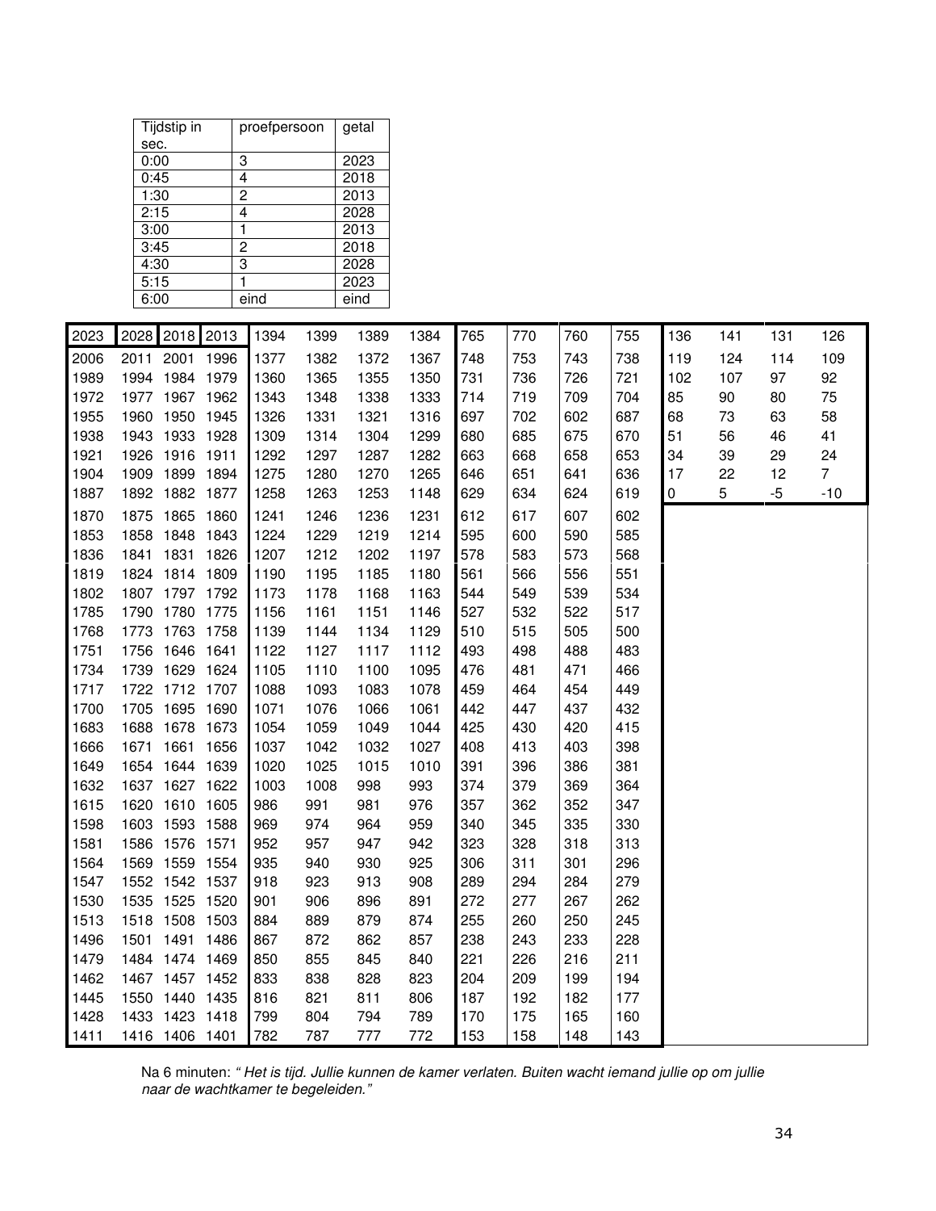| Tijdstip in sec. | proefpersoon | getal |
|---|---|---|
| 0:00 | 3 | 2023 |
| 0:45 | 4 | 2018 |
| 1:30 | 2 | 2013 |
| 2:15 | 4 | 2028 |
| 3:00 | 1 | 2013 |
| 3:45 | 2 | 2018 |
| 4:30 | 3 | 2028 |
| 5:15 | 1 | 2023 |
| 6:00 | eind | eind |

| 2023 | 2028 | 2018 | 2013 | 1394 | 1399 | 1389 | 1384 | 765 | 770 | 760 | 755 | 136 | 141 | 131 | 126 |
|---|---|---|---|---|---|---|---|---|---|---|---|---|---|---|---|
| 2006 | 2011 | 2001 | 1996 | 1377 | 1382 | 1372 | 1367 | 748 | 753 | 743 | 738 | 119 | 124 | 114 | 109 |
| 1989 | 1994 | 1984 | 1979 | 1360 | 1365 | 1355 | 1350 | 731 | 736 | 726 | 721 | 102 | 107 | 97 | 92 |
| 1972 | 1977 | 1967 | 1962 | 1343 | 1348 | 1338 | 1333 | 714 | 719 | 709 | 704 | 85 | 90 | 80 | 75 |
| 1955 | 1960 | 1950 | 1945 | 1326 | 1331 | 1321 | 1316 | 697 | 702 | 602 | 687 | 68 | 73 | 63 | 58 |
| 1938 | 1943 | 1933 | 1928 | 1309 | 1314 | 1304 | 1299 | 680 | 685 | 675 | 670 | 51 | 56 | 46 | 41 |
| 1921 | 1926 | 1916 | 1911 | 1292 | 1297 | 1287 | 1282 | 663 | 668 | 658 | 653 | 34 | 39 | 29 | 24 |
| 1904 | 1909 | 1899 | 1894 | 1275 | 1280 | 1270 | 1265 | 646 | 651 | 641 | 636 | 17 | 22 | 12 | 7 |
| 1887 | 1892 | 1882 | 1877 | 1258 | 1263 | 1253 | 1148 | 629 | 634 | 624 | 619 | 0 | 5 | -5 | -10 |
| 1870 | 1875 | 1865 | 1860 | 1241 | 1246 | 1236 | 1231 | 612 | 617 | 607 | 602 | | | | |
| 1853 | 1858 | 1848 | 1843 | 1224 | 1229 | 1219 | 1214 | 595 | 600 | 590 | 585 | | | | |
| 1836 | 1841 | 1831 | 1826 | 1207 | 1212 | 1202 | 1197 | 578 | 583 | 573 | 568 | | | | |
| 1819 | 1824 | 1814 | 1809 | 1190 | 1195 | 1185 | 1180 | 561 | 566 | 556 | 551 | | | | |
| 1802 | 1807 | 1797 | 1792 | 1173 | 1178 | 1168 | 1163 | 544 | 549 | 539 | 534 | | | | |
| 1785 | 1790 | 1780 | 1775 | 1156 | 1161 | 1151 | 1146 | 527 | 532 | 522 | 517 | | | | |
| 1768 | 1773 | 1763 | 1758 | 1139 | 1144 | 1134 | 1129 | 510 | 515 | 505 | 500 | | | | |
| 1751 | 1756 | 1646 | 1641 | 1122 | 1127 | 1117 | 1112 | 493 | 498 | 488 | 483 | | | | |
| 1734 | 1739 | 1629 | 1624 | 1105 | 1110 | 1100 | 1095 | 476 | 481 | 471 | 466 | | | | |
| 1717 | 1722 | 1712 | 1707 | 1088 | 1093 | 1083 | 1078 | 459 | 464 | 454 | 449 | | | | |
| 1700 | 1705 | 1695 | 1690 | 1071 | 1076 | 1066 | 1061 | 442 | 447 | 437 | 432 | | | | |
| 1683 | 1688 | 1678 | 1673 | 1054 | 1059 | 1049 | 1044 | 425 | 430 | 420 | 415 | | | | |
| 1666 | 1671 | 1661 | 1656 | 1037 | 1042 | 1032 | 1027 | 408 | 413 | 403 | 398 | | | | |
| 1649 | 1654 | 1644 | 1639 | 1020 | 1025 | 1015 | 1010 | 391 | 396 | 386 | 381 | | | | |
| 1632 | 1637 | 1627 | 1622 | 1003 | 1008 | 998 | 993 | 374 | 379 | 369 | 364 | | | | |
| 1615 | 1620 | 1610 | 1605 | 986 | 991 | 981 | 976 | 357 | 362 | 352 | 347 | | | | |
| 1598 | 1603 | 1593 | 1588 | 969 | 974 | 964 | 959 | 340 | 345 | 335 | 330 | | | | |
| 1581 | 1586 | 1576 | 1571 | 952 | 957 | 947 | 942 | 323 | 328 | 318 | 313 | | | | |
| 1564 | 1569 | 1559 | 1554 | 935 | 940 | 930 | 925 | 306 | 311 | 301 | 296 | | | | |
| 1547 | 1552 | 1542 | 1537 | 918 | 923 | 913 | 908 | 289 | 294 | 284 | 279 | | | | |
| 1530 | 1535 | 1525 | 1520 | 901 | 906 | 896 | 891 | 272 | 277 | 267 | 262 | | | | |
| 1513 | 1518 | 1508 | 1503 | 884 | 889 | 879 | 874 | 255 | 260 | 250 | 245 | | | | |
| 1496 | 1501 | 1491 | 1486 | 867 | 872 | 862 | 857 | 238 | 243 | 233 | 228 | | | | |
| 1479 | 1484 | 1474 | 1469 | 850 | 855 | 845 | 840 | 221 | 226 | 216 | 211 | | | | |
| 1462 | 1467 | 1457 | 1452 | 833 | 838 | 828 | 823 | 204 | 209 | 199 | 194 | | | | |
| 1445 | 1550 | 1440 | 1435 | 816 | 821 | 811 | 806 | 187 | 192 | 182 | 177 | | | | |
| 1428 | 1433 | 1423 | 1418 | 799 | 804 | 794 | 789 | 170 | 175 | 165 | 160 | | | | |
| 1411 | 1416 | 1406 | 1401 | 782 | 787 | 777 | 772 | 153 | 158 | 148 | 143 | | | | |

Na 6 minuten: *" Het is tijd. Jullie kunnen de kamer verlaten. Buiten wacht iemand jullie op om jullie naar de wachtkamer te begeleiden."*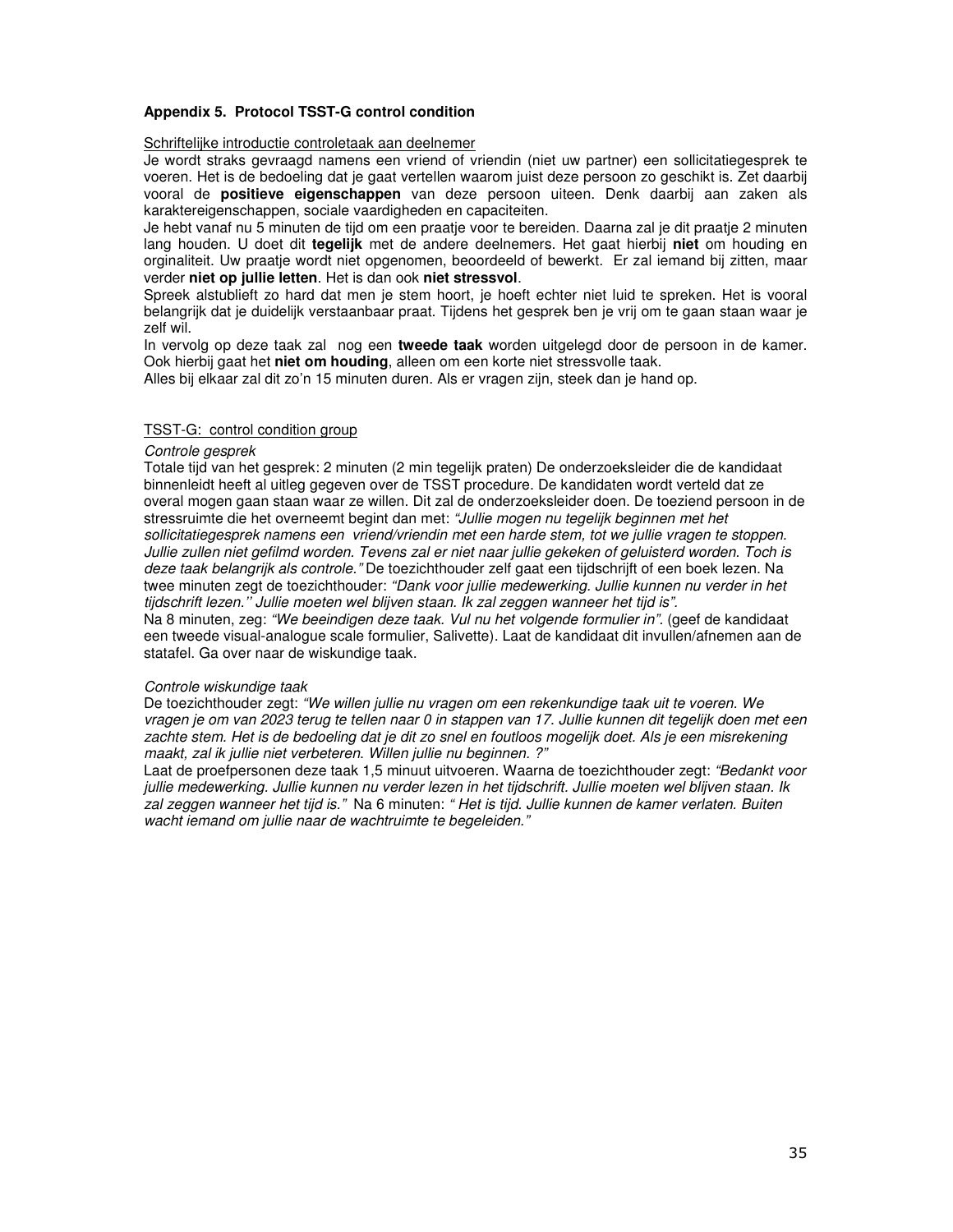**Appendix 5. Protocol TSST-G control condition**

Schriftelijke introductie controletaak aan deelnemer

Je wordt straks gevraagd namens een vriend of vriendin (niet uw partner) een sollicitatiegesprek te voeren. Het is de bedoeling dat je gaat vertellen waarom juist deze persoon zo geschikt is. Zet daarbij vooral de **positieve eigenschappen** van deze persoon uiteen. Denk daarbij aan zaken als karaktereigenschappen, sociale vaardigheden en capaciteiten.

Je hebt vanaf nu 5 minuten de tijd om een praatje voor te bereiden. Daarna zal je dit praatje 2 minuten lang houden. U doet dit **tegelijk** met de andere deelnemers. Het gaat hierbij **niet** om houding en orginaliteit. Uw praatje wordt niet opgenomen, beoordeeld of bewerkt. Er zal iemand bij zitten, maar verder **niet op jullie letten**. Het is dan ook **niet stressvol**.

Spreek alstublieft zo hard dat men je stem hoort, je hoeft echter niet luid te spreken. Het is vooral belangrijk dat je duidelijk verstaanbaar praat. Tijdens het gesprek ben je vrij om te gaan staan waar je zelf wil.

In vervolg op deze taak zal nog een **tweede taak** worden uitgelegd door de persoon in de kamer. Ook hierbij gaat het **niet om houding**, alleen om een korte niet stressvolle taak.

Alles bij elkaar zal dit zo'n 15 minuten duren. Als er vragen zijn, steek dan je hand op.

TSST-G: control condition group

*Controle gesprek*

Totale tijd van het gesprek: 2 minuten (2 min tegelijk praten) De onderzoeksleider die de kandidaat binnenleidt heeft al uitleg gegeven over de TSST procedure. De kandidaten wordt verteld dat ze overal mogen gaan staan waar ze willen. Dit zal de onderzoeksleider doen. De toeziend persoon in de stressruimte die het overneemt begint dan met: *"Jullie mogen nu tegelijk beginnen met het sollicitatiegesprek namens een vriend/vriendin met een harde stem, tot we jullie vragen te stoppen. Jullie zullen niet gefilmd worden. Tevens zal er niet naar jullie gekeken of geluisterd worden. Toch is deze taak belangrijk als controle."* De toezichthouder zelf gaat een tijdschrijft of een boek lezen. Na twee minuten zegt de toezichthouder: *"Dank voor jullie medewerking. Jullie kunnen nu verder in het tijdschrift lezen.'' Jullie moeten wel blijven staan. Ik zal zeggen wanneer het tijd is".*

Na 8 minuten, zeg: *"We beeindigen deze taak. Vul nu het volgende formulier in".* (geef de kandidaat een tweede visual-analogue scale formulier, Salivette). Laat de kandidaat dit invullen/afnemen aan de statafel. Ga over naar de wiskundige taak.

*Controle wiskundige taak*

De toezichthouder zegt: *"We willen jullie nu vragen om een rekenkundige taak uit te voeren. We vragen je om van 2023 terug te tellen naar 0 in stappen van 17. Jullie kunnen dit tegelijk doen met een zachte stem. Het is de bedoeling dat je dit zo snel en foutloos mogelijk doet. Als je een misrekening maakt, zal ik jullie niet verbeteren. Willen jullie nu beginnen. ?"*

Laat de proefpersonen deze taak 1,5 minuut uitvoeren. Waarna de toezichthouder zegt: *"Bedankt voor jullie medewerking. Jullie kunnen nu verder lezen in het tijdschrift. Jullie moeten wel blijven staan. Ik zal zeggen wanneer het tijd is."* Na 6 minuten: *" Het is tijd. Jullie kunnen de kamer verlaten. Buiten wacht iemand om jullie naar de wachtruimte te begeleiden."*